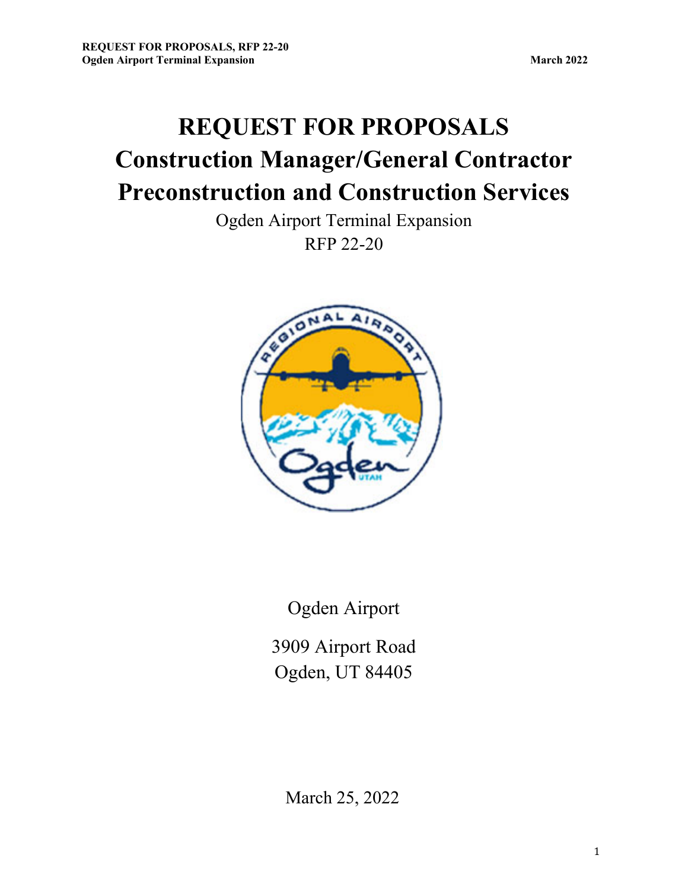# REQUEST FOR PROPOSALS
# Construction Manager/General Contractor
# Preconstruction and Construction Services

Ogden Airport Terminal Expansion

RFP 22-20

Ogden Airport

3909 Airport Road
Ogden, UT 84405

March 25, 2022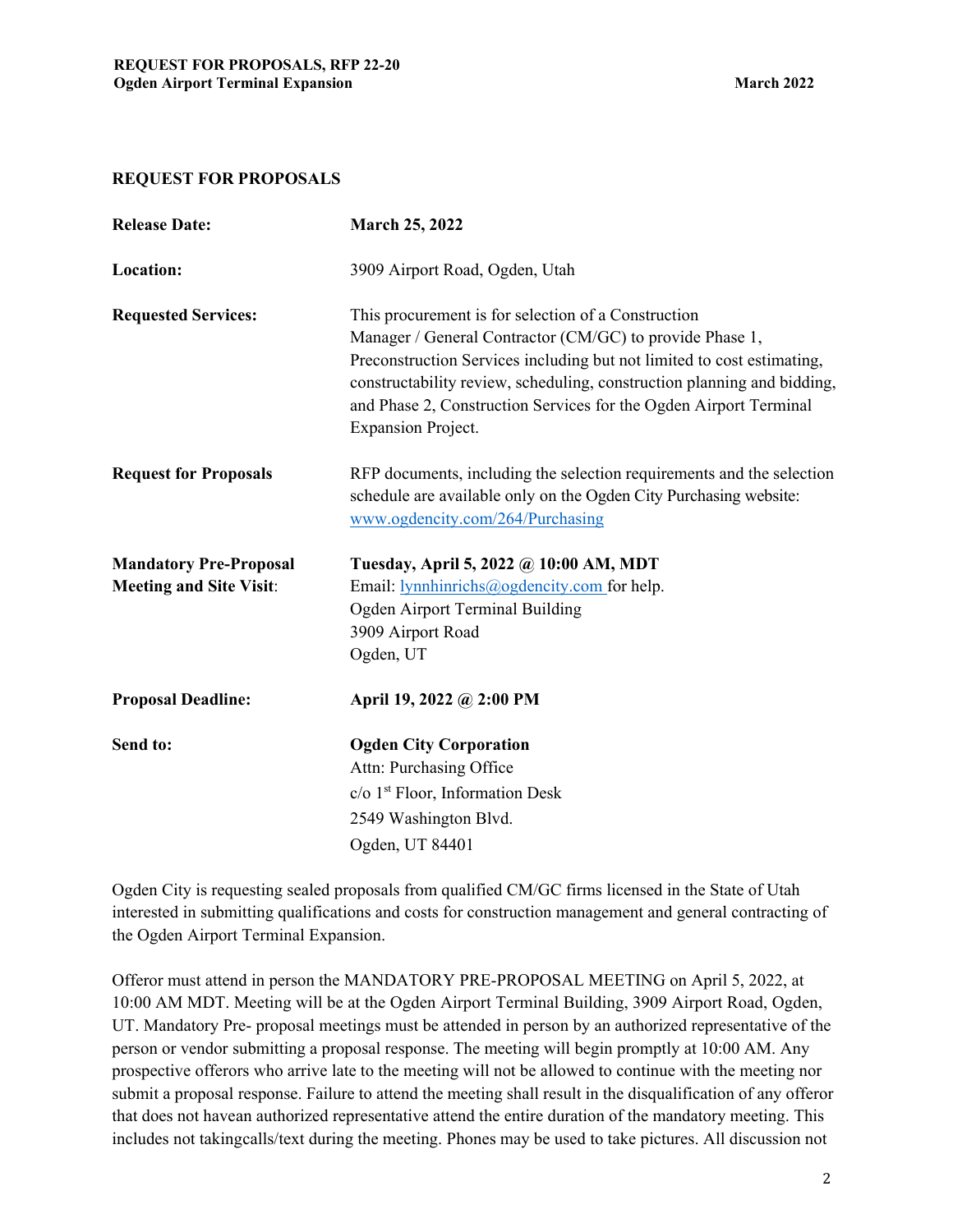## REQUEST FOR PROPOSALS

| | |
|---|---|
| **Release Date:** | **March 25, 2022** |
| **Location:** | 3909 Airport Road, Ogden, Utah |
| **Requested Services:** | This procurement is for selection of a Construction Manager / General Contractor (CM/GC) to provide Phase 1, Preconstruction Services including but not limited to cost estimating, constructability review, scheduling, construction planning and bidding, and Phase 2, Construction Services for the Ogden Airport Terminal Expansion Project. |
| **Request for Proposals** | RFP documents, including the selection requirements and the selection schedule are available only on the Ogden City Purchasing website: www.ogdencity.com/264/Purchasing |
| **Mandatory Pre-Proposal Meeting and Site Visit**: | **Tuesday, April 5, 2022 @ 10:00 AM, MDT**<br>Email: lynnhinrichs@ogdencity.com for help.<br>Ogden Airport Terminal Building<br>3909 Airport Road<br>Ogden, UT |
| **Proposal Deadline:** | **April 19, 2022 @ 2:00 PM** |
| **Send to:** | **Ogden City Corporation**<br>Attn: Purchasing Office<br>c/o 1st Floor, Information Desk<br>2549 Washington Blvd.<br>Ogden, UT 84401 |

Ogden City is requesting sealed proposals from qualified CM/GC firms licensed in the State of Utah interested in submitting qualifications and costs for construction management and general contracting of the Ogden Airport Terminal Expansion.

Offeror must attend in person the MANDATORY PRE-PROPOSAL MEETING on April 5, 2022, at 10:00 AM MDT. Meeting will be at the Ogden Airport Terminal Building, 3909 Airport Road, Ogden, UT. Mandatory Pre- proposal meetings must be attended in person by an authorized representative of the person or vendor submitting a proposal response. The meeting will begin promptly at 10:00 AM. Any prospective offerors who arrive late to the meeting will not be allowed to continue with the meeting nor submit a proposal response. Failure to attend the meeting shall result in the disqualification of any offeror that does not havean authorized representative attend the entire duration of the mandatory meeting. This includes not takingcalls/text during the meeting. Phones may be used to take pictures. All discussion not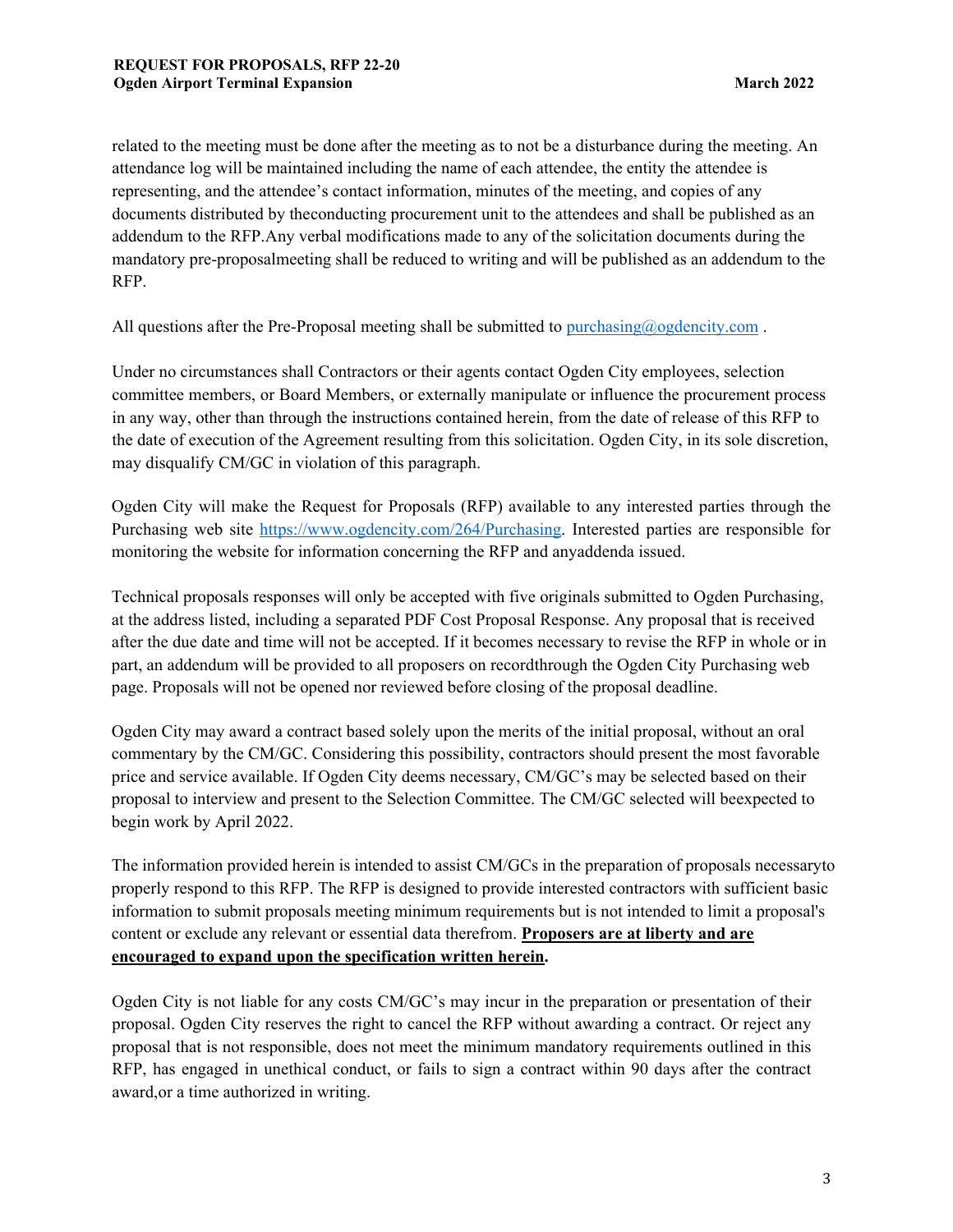related to the meeting must be done after the meeting as to not be a disturbance during the meeting. An attendance log will be maintained including the name of each attendee, the entity the attendee is representing, and the attendee's contact information, minutes of the meeting, and copies of any documents distributed by theconducting procurement unit to the attendees and shall be published as an addendum to the RFP.Any verbal modifications made to any of the solicitation documents during the mandatory pre-proposalmeeting shall be reduced to writing and will be published as an addendum to the RFP.

All questions after the Pre-Proposal meeting shall be submitted to purchasing@ogdencity.com .

Under no circumstances shall Contractors or their agents contact Ogden City employees, selection committee members, or Board Members, or externally manipulate or influence the procurement process in any way, other than through the instructions contained herein, from the date of release of this RFP to the date of execution of the Agreement resulting from this solicitation. Ogden City, in its sole discretion, may disqualify CM/GC in violation of this paragraph.

Ogden City will make the Request for Proposals (RFP) available to any interested parties through the Purchasing web site https://www.ogdencity.com/264/Purchasing. Interested parties are responsible for monitoring the website for information concerning the RFP and anyaddenda issued.

Technical proposals responses will only be accepted with five originals submitted to Ogden Purchasing, at the address listed, including a separated PDF Cost Proposal Response. Any proposal that is received after the due date and time will not be accepted. If it becomes necessary to revise the RFP in whole or in part, an addendum will be provided to all proposers on recordthrough the Ogden City Purchasing web page. Proposals will not be opened nor reviewed before closing of the proposal deadline.

Ogden City may award a contract based solely upon the merits of the initial proposal, without an oral commentary by the CM/GC. Considering this possibility, contractors should present the most favorable price and service available. If Ogden City deems necessary, CM/GC's may be selected based on their proposal to interview and present to the Selection Committee. The CM/GC selected will beexpected to begin work by April 2022.

The information provided herein is intended to assist CM/GCs in the preparation of proposals necessaryto properly respond to this RFP. The RFP is designed to provide interested contractors with sufficient basic information to submit proposals meeting minimum requirements but is not intended to limit a proposal's content or exclude any relevant or essential data therefrom. **Proposers are at liberty and are encouraged to expand upon the specification written herein.**

Ogden City is not liable for any costs CM/GC's may incur in the preparation or presentation of their proposal. Ogden City reserves the right to cancel the RFP without awarding a contract. Or reject any proposal that is not responsible, does not meet the minimum mandatory requirements outlined in this RFP, has engaged in unethical conduct, or fails to sign a contract within 90 days after the contract award,or a time authorized in writing.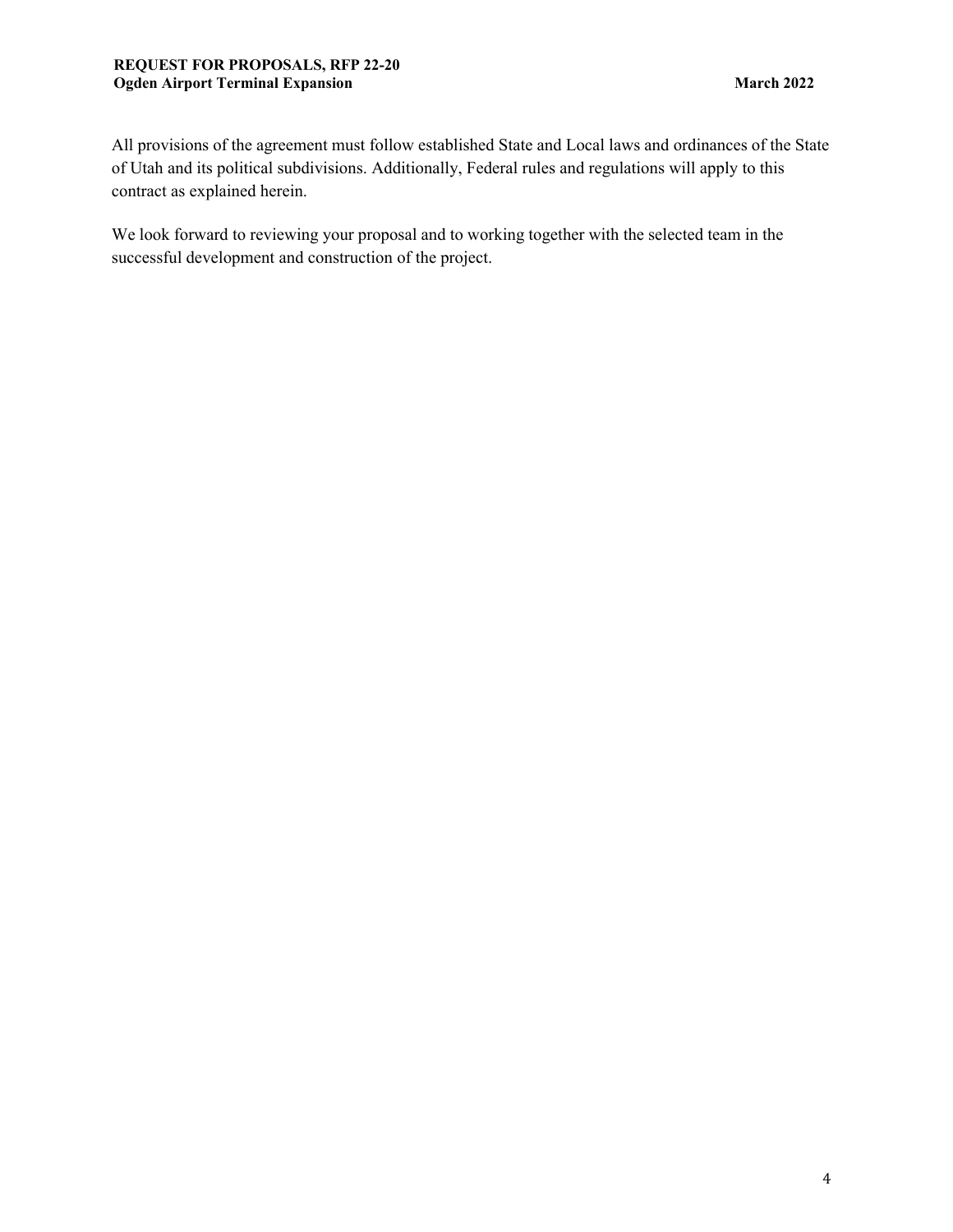All provisions of the agreement must follow established State and Local laws and ordinances of the State of Utah and its political subdivisions. Additionally, Federal rules and regulations will apply to this contract as explained herein.

We look forward to reviewing your proposal and to working together with the selected team in the successful development and construction of the project.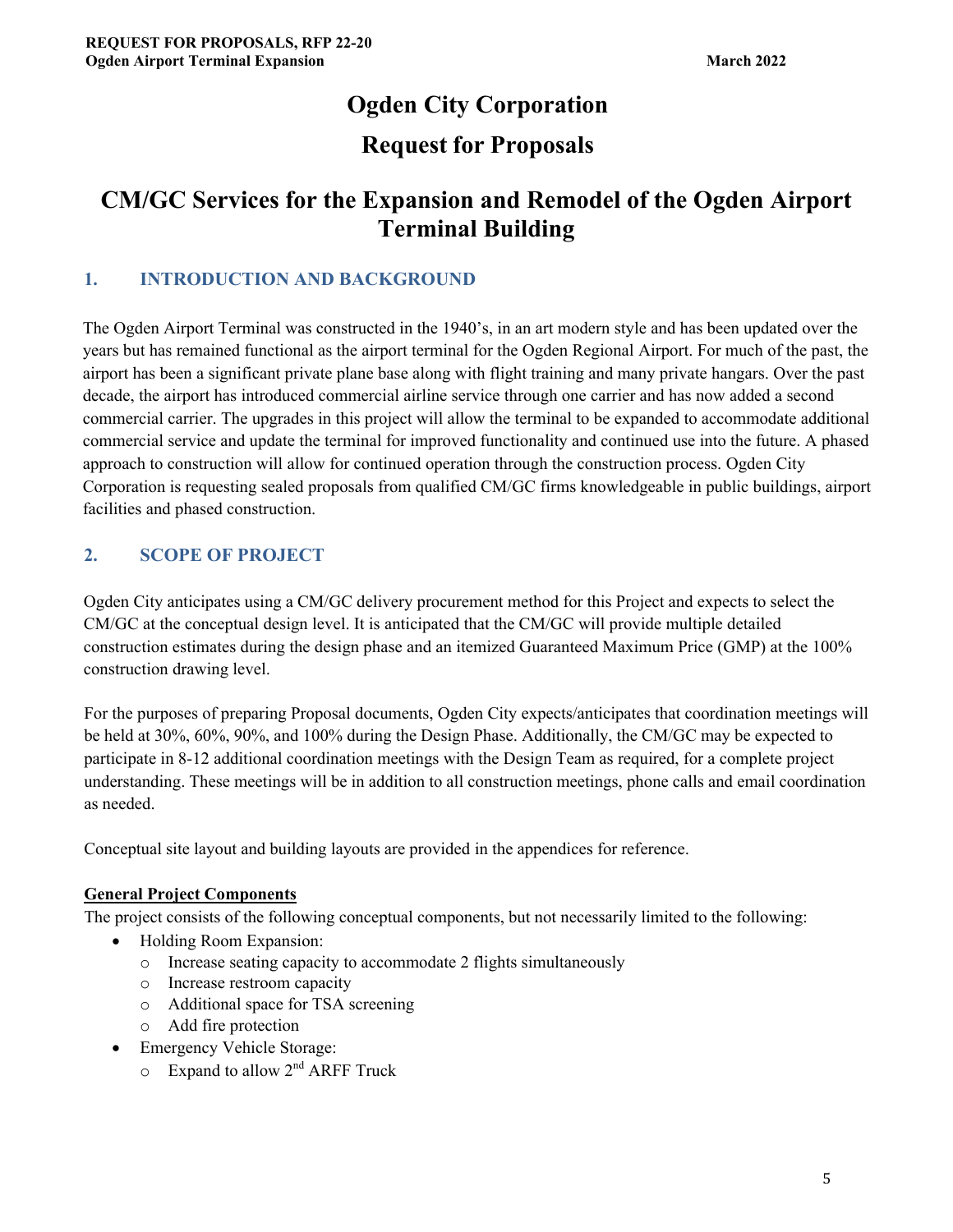# Ogden City Corporation

# Request for Proposals

# CM/GC Services for the Expansion and Remodel of the Ogden Airport Terminal Building

## 1. INTRODUCTION AND BACKGROUND

The Ogden Airport Terminal was constructed in the 1940's, in an art modern style and has been updated over the years but has remained functional as the airport terminal for the Ogden Regional Airport. For much of the past, the airport has been a significant private plane base along with flight training and many private hangars. Over the past decade, the airport has introduced commercial airline service through one carrier and has now added a second commercial carrier. The upgrades in this project will allow the terminal to be expanded to accommodate additional commercial service and update the terminal for improved functionality and continued use into the future. A phased approach to construction will allow for continued operation through the construction process. Ogden City Corporation is requesting sealed proposals from qualified CM/GC firms knowledgeable in public buildings, airport facilities and phased construction.

## 2. SCOPE OF PROJECT

Ogden City anticipates using a CM/GC delivery procurement method for this Project and expects to select the CM/GC at the conceptual design level. It is anticipated that the CM/GC will provide multiple detailed construction estimates during the design phase and an itemized Guaranteed Maximum Price (GMP) at the 100% construction drawing level.

For the purposes of preparing Proposal documents, Ogden City expects/anticipates that coordination meetings will be held at 30%, 60%, 90%, and 100% during the Design Phase. Additionally, the CM/GC may be expected to participate in 8-12 additional coordination meetings with the Design Team as required, for a complete project understanding. These meetings will be in addition to all construction meetings, phone calls and email coordination as needed.

Conceptual site layout and building layouts are provided in the appendices for reference.

**General Project Components**

The project consists of the following conceptual components, but not necessarily limited to the following:

- Holding Room Expansion:
  - Increase seating capacity to accommodate 2 flights simultaneously
  - Increase restroom capacity
  - Additional space for TSA screening
  - Add fire protection
- Emergency Vehicle Storage:
  - Expand to allow 2nd ARFF Truck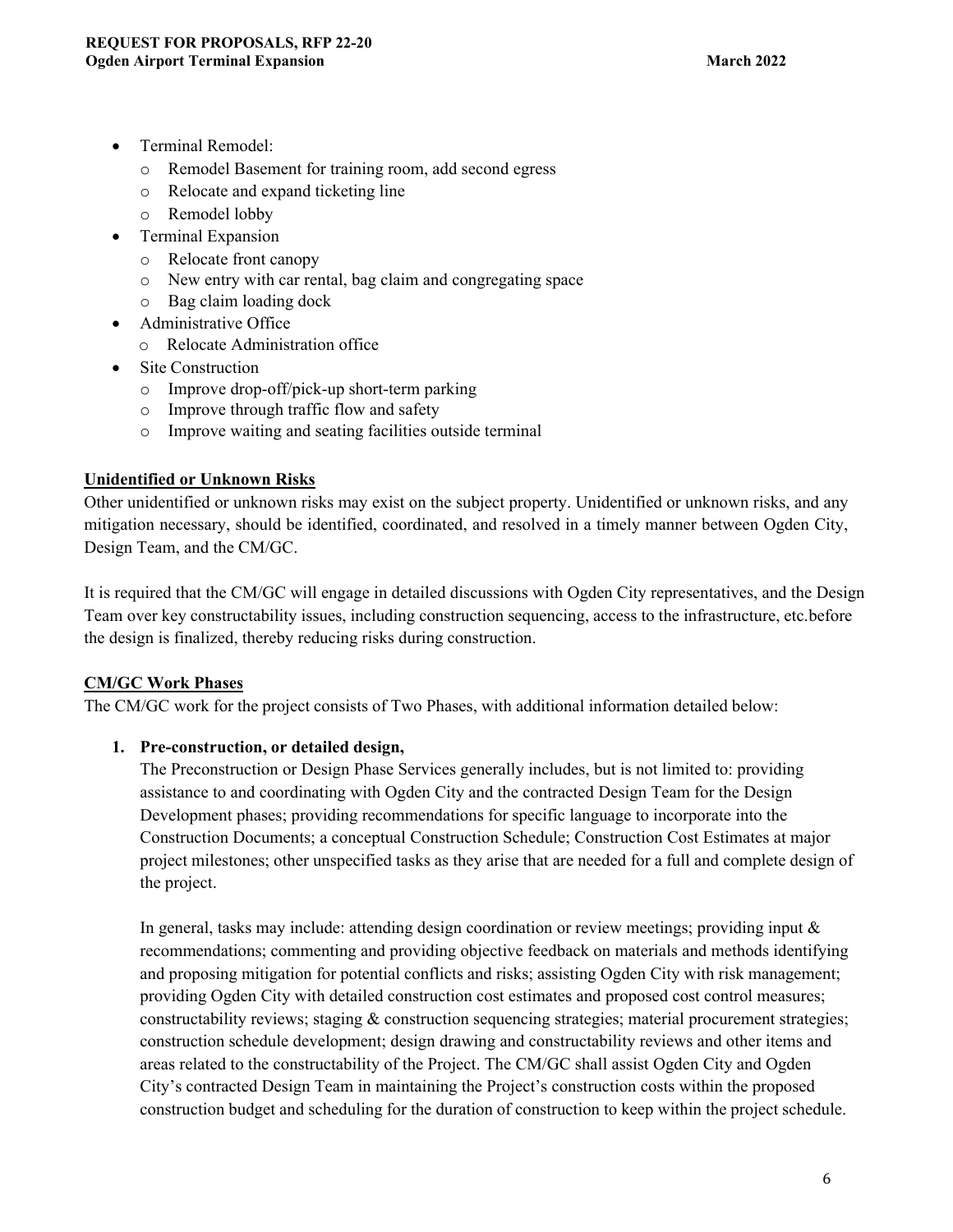- Terminal Remodel:
  - Remodel Basement for training room, add second egress
  - Relocate and expand ticketing line
  - Remodel lobby
- Terminal Expansion
  - Relocate front canopy
  - New entry with car rental, bag claim and congregating space
  - Bag claim loading dock
- Administrative Office
  - Relocate Administration office
- Site Construction
  - Improve drop-off/pick-up short-term parking
  - Improve through traffic flow and safety
  - Improve waiting and seating facilities outside terminal

## Unidentified or Unknown Risks

Other unidentified or unknown risks may exist on the subject property. Unidentified or unknown risks, and any mitigation necessary, should be identified, coordinated, and resolved in a timely manner between Ogden City, Design Team, and the CM/GC.

It is required that the CM/GC will engage in detailed discussions with Ogden City representatives, and the Design Team over key constructability issues, including construction sequencing, access to the infrastructure, etc.before the design is finalized, thereby reducing risks during construction.

## CM/GC Work Phases

The CM/GC work for the project consists of Two Phases, with additional information detailed below:

1. **Pre-construction, or detailed design,**

   The Preconstruction or Design Phase Services generally includes, but is not limited to: providing assistance to and coordinating with Ogden City and the contracted Design Team for the Design Development phases; providing recommendations for specific language to incorporate into the Construction Documents; a conceptual Construction Schedule; Construction Cost Estimates at major project milestones; other unspecified tasks as they arise that are needed for a full and complete design of the project.

   In general, tasks may include: attending design coordination or review meetings; providing input & recommendations; commenting and providing objective feedback on materials and methods identifying and proposing mitigation for potential conflicts and risks; assisting Ogden City with risk management; providing Ogden City with detailed construction cost estimates and proposed cost control measures; constructability reviews; staging & construction sequencing strategies; material procurement strategies; construction schedule development; design drawing and constructability reviews and other items and areas related to the constructability of the Project. The CM/GC shall assist Ogden City and Ogden City's contracted Design Team in maintaining the Project's construction costs within the proposed construction budget and scheduling for the duration of construction to keep within the project schedule.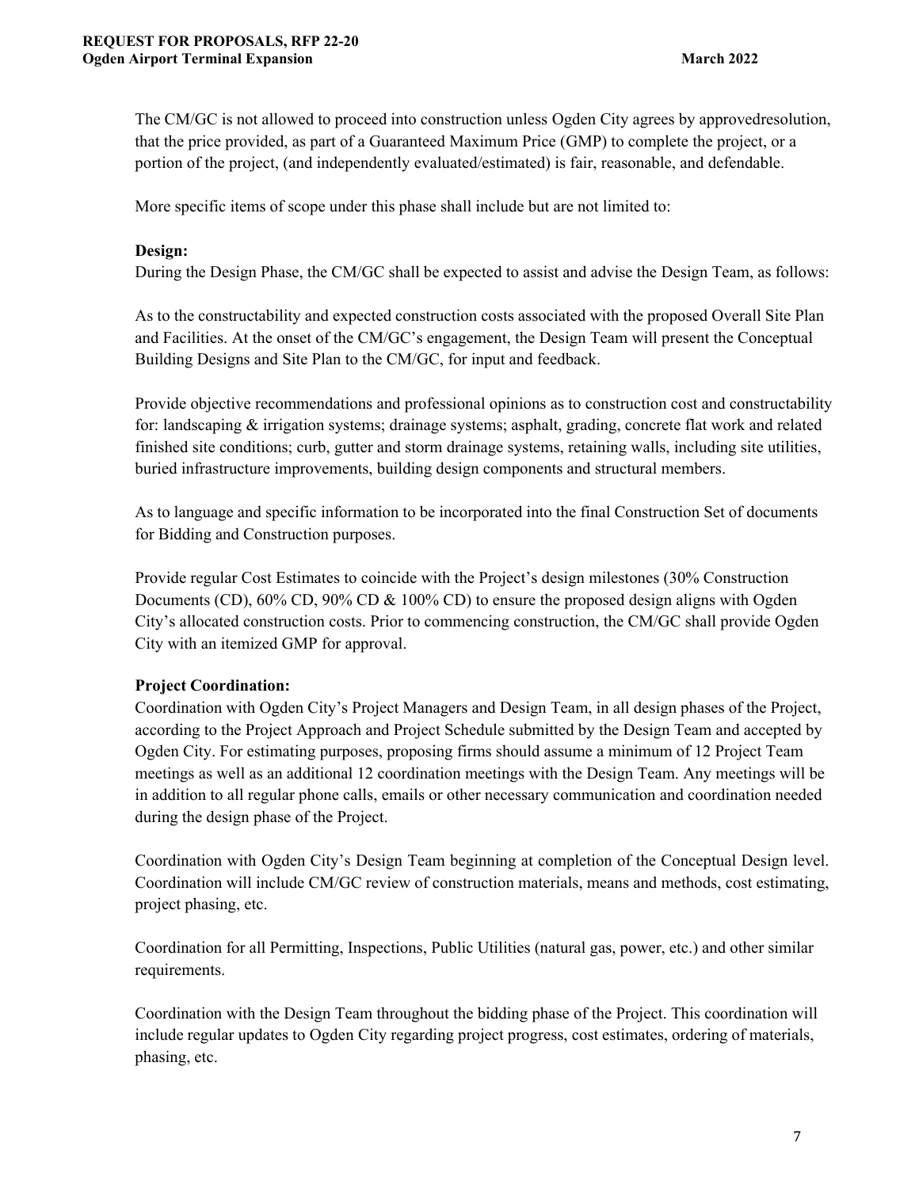The CM/GC is not allowed to proceed into construction unless Ogden City agrees by approvedresolution, that the price provided, as part of a Guaranteed Maximum Price (GMP) to complete the project, or a portion of the project, (and independently evaluated/estimated) is fair, reasonable, and defendable.

More specific items of scope under this phase shall include but are not limited to:

**Design:**
During the Design Phase, the CM/GC shall be expected to assist and advise the Design Team, as follows:

As to the constructability and expected construction costs associated with the proposed Overall Site Plan and Facilities. At the onset of the CM/GC's engagement, the Design Team will present the Conceptual Building Designs and Site Plan to the CM/GC, for input and feedback.

Provide objective recommendations and professional opinions as to construction cost and constructability for: landscaping & irrigation systems; drainage systems; asphalt, grading, concrete flat work and related finished site conditions; curb, gutter and storm drainage systems, retaining walls, including site utilities, buried infrastructure improvements, building design components and structural members.

As to language and specific information to be incorporated into the final Construction Set of documents for Bidding and Construction purposes.

Provide regular Cost Estimates to coincide with the Project's design milestones (30% Construction Documents (CD), 60% CD, 90% CD & 100% CD) to ensure the proposed design aligns with Ogden City's allocated construction costs. Prior to commencing construction, the CM/GC shall provide Ogden City with an itemized GMP for approval.

**Project Coordination:**
Coordination with Ogden City's Project Managers and Design Team, in all design phases of the Project, according to the Project Approach and Project Schedule submitted by the Design Team and accepted by Ogden City. For estimating purposes, proposing firms should assume a minimum of 12 Project Team meetings as well as an additional 12 coordination meetings with the Design Team. Any meetings will be in addition to all regular phone calls, emails or other necessary communication and coordination needed during the design phase of the Project.

Coordination with Ogden City's Design Team beginning at completion of the Conceptual Design level. Coordination will include CM/GC review of construction materials, means and methods, cost estimating, project phasing, etc.

Coordination for all Permitting, Inspections, Public Utilities (natural gas, power, etc.) and other similar requirements.

Coordination with the Design Team throughout the bidding phase of the Project. This coordination will include regular updates to Ogden City regarding project progress, cost estimates, ordering of materials, phasing, etc.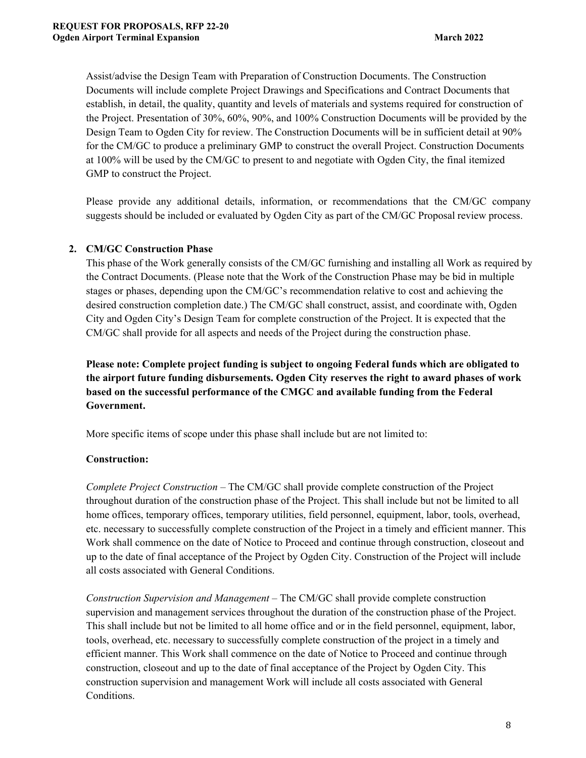Assist/advise the Design Team with Preparation of Construction Documents. The Construction Documents will include complete Project Drawings and Specifications and Contract Documents that establish, in detail, the quality, quantity and levels of materials and systems required for construction of the Project. Presentation of 30%, 60%, 90%, and 100% Construction Documents will be provided by the Design Team to Ogden City for review. The Construction Documents will be in sufficient detail at 90% for the CM/GC to produce a preliminary GMP to construct the overall Project. Construction Documents at 100% will be used by the CM/GC to present to and negotiate with Ogden City, the final itemized GMP to construct the Project.

Please provide any additional details, information, or recommendations that the CM/GC company suggests should be included or evaluated by Ogden City as part of the CM/GC Proposal review process.

**2. CM/GC Construction Phase**

This phase of the Work generally consists of the CM/GC furnishing and installing all Work as required by the Contract Documents. (Please note that the Work of the Construction Phase may be bid in multiple stages or phases, depending upon the CM/GC's recommendation relative to cost and achieving the desired construction completion date.) The CM/GC shall construct, assist, and coordinate with, Ogden City and Ogden City's Design Team for complete construction of the Project. It is expected that the CM/GC shall provide for all aspects and needs of the Project during the construction phase.

**Please note: Complete project funding is subject to ongoing Federal funds which are obligated to the airport future funding disbursements. Ogden City reserves the right to award phases of work based on the successful performance of the CMGC and available funding from the Federal Government.**

More specific items of scope under this phase shall include but are not limited to:

**Construction:**

*Complete Project Construction* – The CM/GC shall provide complete construction of the Project throughout duration of the construction phase of the Project. This shall include but not be limited to all home offices, temporary offices, temporary utilities, field personnel, equipment, labor, tools, overhead, etc. necessary to successfully complete construction of the Project in a timely and efficient manner. This Work shall commence on the date of Notice to Proceed and continue through construction, closeout and up to the date of final acceptance of the Project by Ogden City. Construction of the Project will include all costs associated with General Conditions.

*Construction Supervision and Management* – The CM/GC shall provide complete construction supervision and management services throughout the duration of the construction phase of the Project. This shall include but not be limited to all home office and or in the field personnel, equipment, labor, tools, overhead, etc. necessary to successfully complete construction of the project in a timely and efficient manner. This Work shall commence on the date of Notice to Proceed and continue through construction, closeout and up to the date of final acceptance of the Project by Ogden City. This construction supervision and management Work will include all costs associated with General Conditions.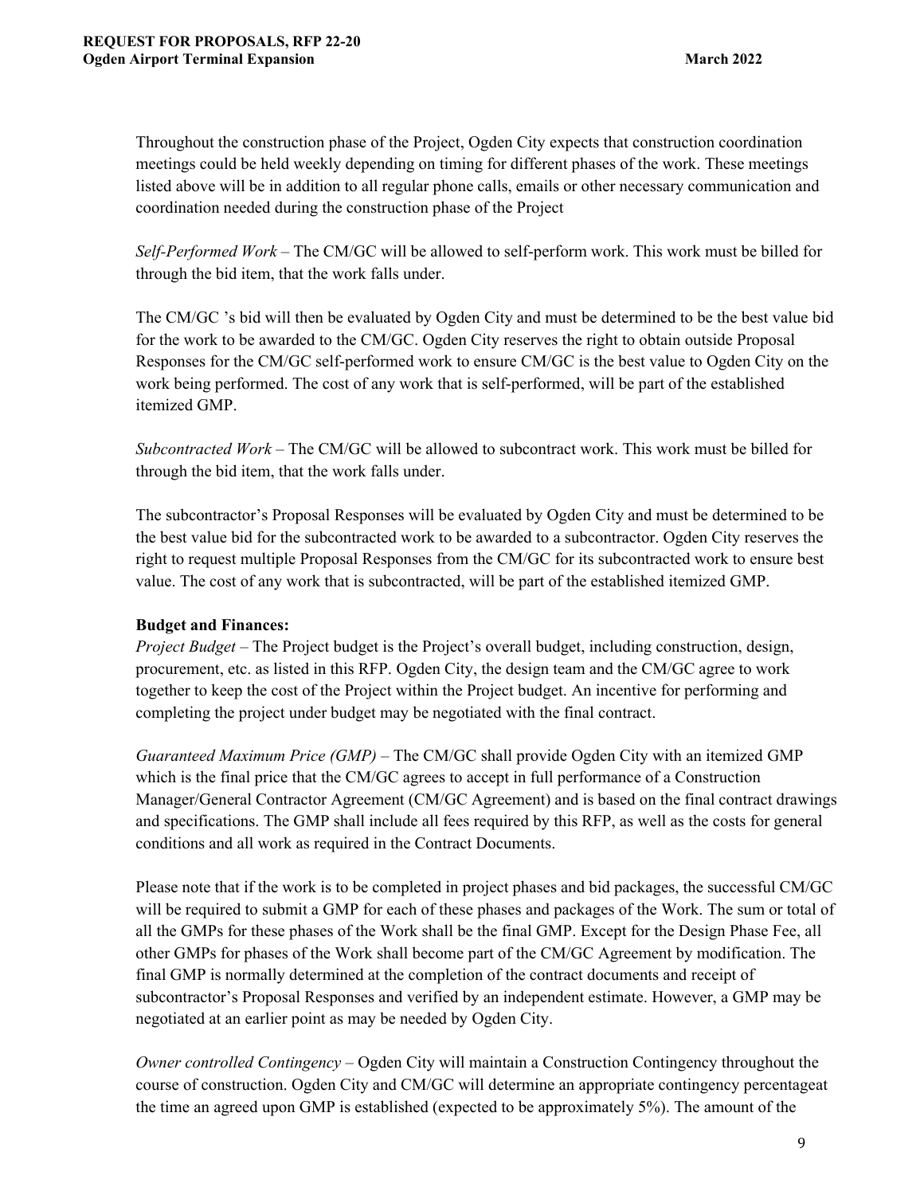Throughout the construction phase of the Project, Ogden City expects that construction coordination meetings could be held weekly depending on timing for different phases of the work. These meetings listed above will be in addition to all regular phone calls, emails or other necessary communication and coordination needed during the construction phase of the Project

*Self-Performed Work* – The CM/GC will be allowed to self-perform work. This work must be billed for through the bid item, that the work falls under.

The CM/GC 's bid will then be evaluated by Ogden City and must be determined to be the best value bid for the work to be awarded to the CM/GC. Ogden City reserves the right to obtain outside Proposal Responses for the CM/GC self-performed work to ensure CM/GC is the best value to Ogden City on the work being performed. The cost of any work that is self-performed, will be part of the established itemized GMP.

*Subcontracted Work* – The CM/GC will be allowed to subcontract work. This work must be billed for through the bid item, that the work falls under.

The subcontractor's Proposal Responses will be evaluated by Ogden City and must be determined to be the best value bid for the subcontracted work to be awarded to a subcontractor. Ogden City reserves the right to request multiple Proposal Responses from the CM/GC for its subcontracted work to ensure best value. The cost of any work that is subcontracted, will be part of the established itemized GMP.

**Budget and Finances:**

*Project Budget* – The Project budget is the Project's overall budget, including construction, design, procurement, etc. as listed in this RFP. Ogden City, the design team and the CM/GC agree to work together to keep the cost of the Project within the Project budget. An incentive for performing and completing the project under budget may be negotiated with the final contract.

*Guaranteed Maximum Price (GMP)* – The CM/GC shall provide Ogden City with an itemized GMP which is the final price that the CM/GC agrees to accept in full performance of a Construction Manager/General Contractor Agreement (CM/GC Agreement) and is based on the final contract drawings and specifications. The GMP shall include all fees required by this RFP, as well as the costs for general conditions and all work as required in the Contract Documents.

Please note that if the work is to be completed in project phases and bid packages, the successful CM/GC will be required to submit a GMP for each of these phases and packages of the Work. The sum or total of all the GMPs for these phases of the Work shall be the final GMP. Except for the Design Phase Fee, all other GMPs for phases of the Work shall become part of the CM/GC Agreement by modification. The final GMP is normally determined at the completion of the contract documents and receipt of subcontractor's Proposal Responses and verified by an independent estimate. However, a GMP may be negotiated at an earlier point as may be needed by Ogden City.

*Owner controlled Contingency* – Ogden City will maintain a Construction Contingency throughout the course of construction. Ogden City and CM/GC will determine an appropriate contingency percentageat the time an agreed upon GMP is established (expected to be approximately 5%). The amount of the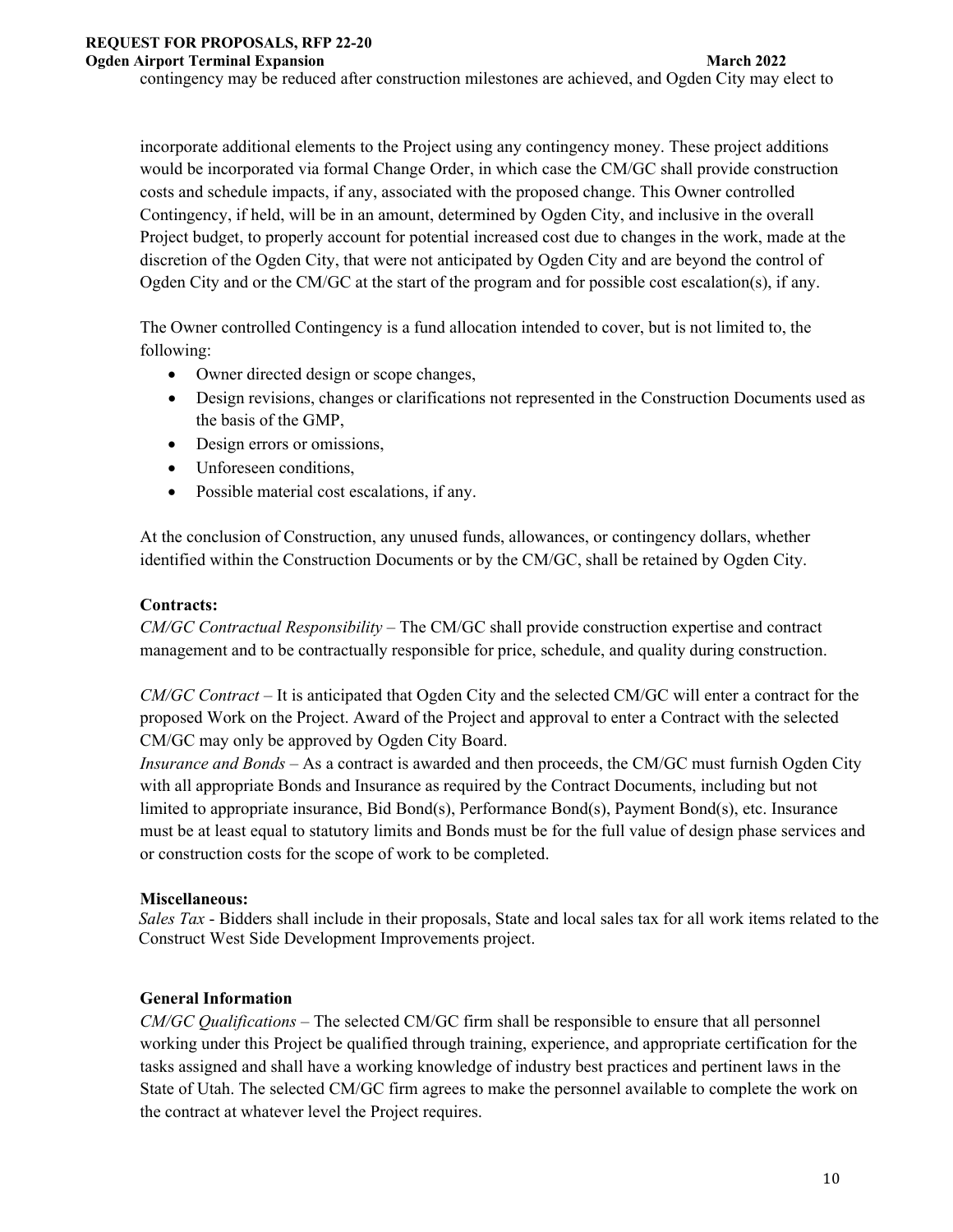contingency may be reduced after construction milestones are achieved, and Ogden City may elect to

incorporate additional elements to the Project using any contingency money. These project additions would be incorporated via formal Change Order, in which case the CM/GC shall provide construction costs and schedule impacts, if any, associated with the proposed change. This Owner controlled Contingency, if held, will be in an amount, determined by Ogden City, and inclusive in the overall Project budget, to properly account for potential increased cost due to changes in the work, made at the discretion of the Ogden City, that were not anticipated by Ogden City and are beyond the control of Ogden City and or the CM/GC at the start of the program and for possible cost escalation(s), if any.

The Owner controlled Contingency is a fund allocation intended to cover, but is not limited to, the following:

- Owner directed design or scope changes,
- Design revisions, changes or clarifications not represented in the Construction Documents used as the basis of the GMP,
- Design errors or omissions,
- Unforeseen conditions,
- Possible material cost escalations, if any.

At the conclusion of Construction, any unused funds, allowances, or contingency dollars, whether identified within the Construction Documents or by the CM/GC, shall be retained by Ogden City.

**Contracts:**

*CM/GC Contractual Responsibility* – The CM/GC shall provide construction expertise and contract management and to be contractually responsible for price, schedule, and quality during construction.

*CM/GC Contract* – It is anticipated that Ogden City and the selected CM/GC will enter a contract for the proposed Work on the Project. Award of the Project and approval to enter a Contract with the selected CM/GC may only be approved by Ogden City Board.

*Insurance and Bonds* – As a contract is awarded and then proceeds, the CM/GC must furnish Ogden City with all appropriate Bonds and Insurance as required by the Contract Documents, including but not limited to appropriate insurance, Bid Bond(s), Performance Bond(s), Payment Bond(s), etc. Insurance must be at least equal to statutory limits and Bonds must be for the full value of design phase services and or construction costs for the scope of work to be completed.

**Miscellaneous:**

*Sales Tax* - Bidders shall include in their proposals, State and local sales tax for all work items related to the Construct West Side Development Improvements project.

**General Information**

*CM/GC Qualifications* – The selected CM/GC firm shall be responsible to ensure that all personnel working under this Project be qualified through training, experience, and appropriate certification for the tasks assigned and shall have a working knowledge of industry best practices and pertinent laws in the State of Utah. The selected CM/GC firm agrees to make the personnel available to complete the work on the contract at whatever level the Project requires.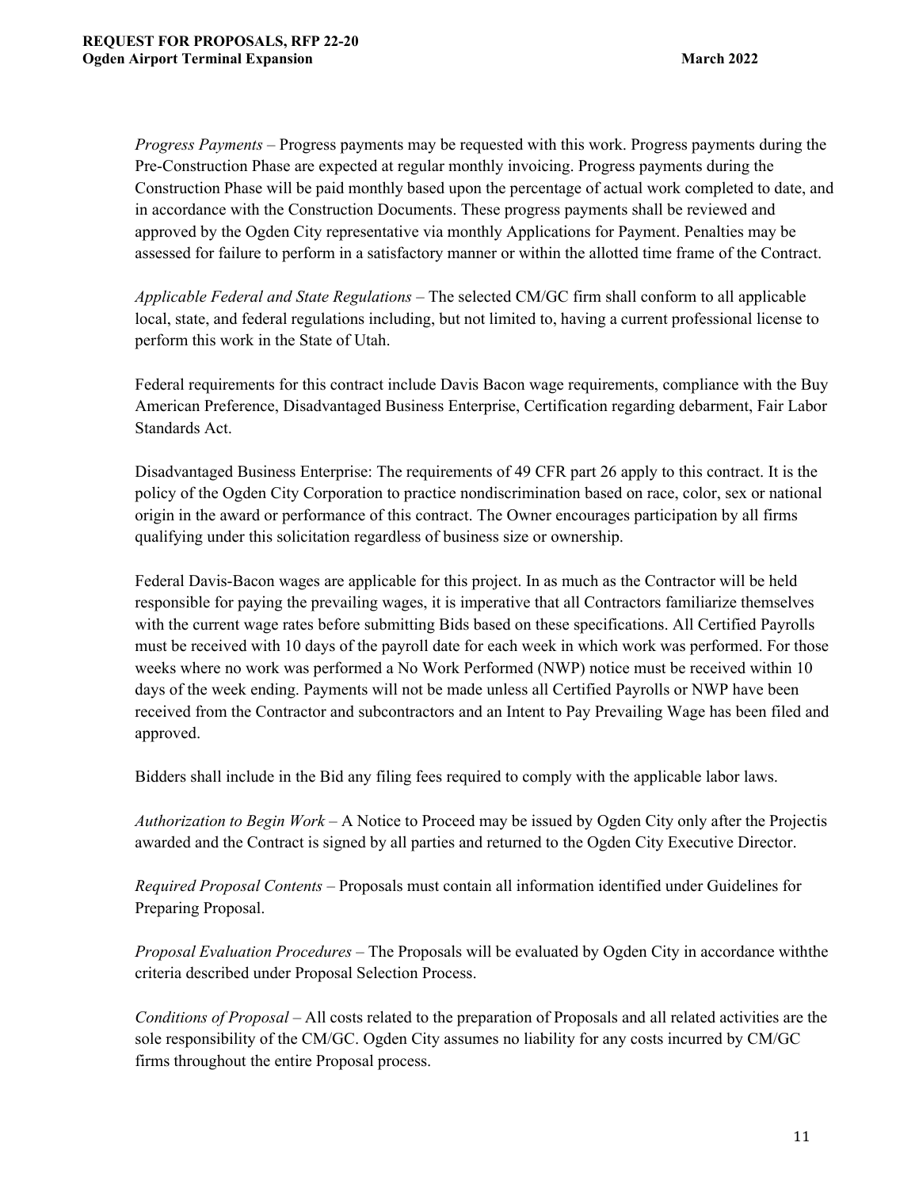*Progress Payments* – Progress payments may be requested with this work. Progress payments during the Pre-Construction Phase are expected at regular monthly invoicing. Progress payments during the Construction Phase will be paid monthly based upon the percentage of actual work completed to date, and in accordance with the Construction Documents. These progress payments shall be reviewed and approved by the Ogden City representative via monthly Applications for Payment. Penalties may be assessed for failure to perform in a satisfactory manner or within the allotted time frame of the Contract.

*Applicable Federal and State Regulations* – The selected CM/GC firm shall conform to all applicable local, state, and federal regulations including, but not limited to, having a current professional license to perform this work in the State of Utah.

Federal requirements for this contract include Davis Bacon wage requirements, compliance with the Buy American Preference, Disadvantaged Business Enterprise, Certification regarding debarment, Fair Labor Standards Act.

Disadvantaged Business Enterprise: The requirements of 49 CFR part 26 apply to this contract. It is the policy of the Ogden City Corporation to practice nondiscrimination based on race, color, sex or national origin in the award or performance of this contract. The Owner encourages participation by all firms qualifying under this solicitation regardless of business size or ownership.

Federal Davis-Bacon wages are applicable for this project. In as much as the Contractor will be held responsible for paying the prevailing wages, it is imperative that all Contractors familiarize themselves with the current wage rates before submitting Bids based on these specifications. All Certified Payrolls must be received with 10 days of the payroll date for each week in which work was performed. For those weeks where no work was performed a No Work Performed (NWP) notice must be received within 10 days of the week ending. Payments will not be made unless all Certified Payrolls or NWP have been received from the Contractor and subcontractors and an Intent to Pay Prevailing Wage has been filed and approved.

Bidders shall include in the Bid any filing fees required to comply with the applicable labor laws.

*Authorization to Begin Work* – A Notice to Proceed may be issued by Ogden City only after the Projectis awarded and the Contract is signed by all parties and returned to the Ogden City Executive Director.

*Required Proposal Contents* – Proposals must contain all information identified under Guidelines for Preparing Proposal.

*Proposal Evaluation Procedures* – The Proposals will be evaluated by Ogden City in accordance withthe criteria described under Proposal Selection Process.

*Conditions of Proposal* – All costs related to the preparation of Proposals and all related activities are the sole responsibility of the CM/GC. Ogden City assumes no liability for any costs incurred by CM/GC firms throughout the entire Proposal process.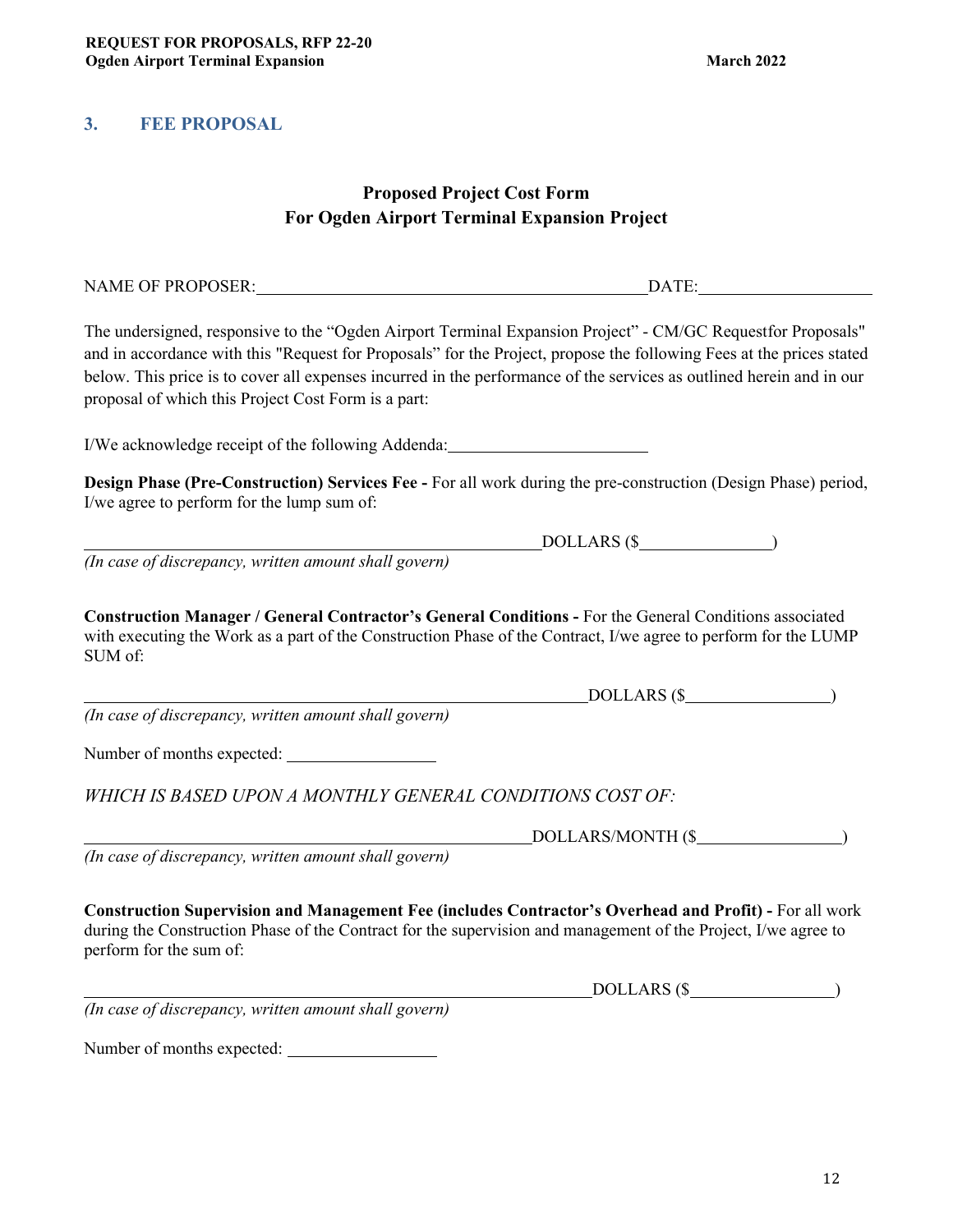## 3. FEE PROPOSAL

**Proposed Project Cost Form**
**For Ogden Airport Terminal Expansion Project**

NAME OF PROPOSER:______________________________________________DATE:____________________

The undersigned, responsive to the "Ogden Airport Terminal Expansion Project" - CM/GC Requestfor Proposals" and in accordance with this "Request for Proposals" for the Project, propose the following Fees at the prices stated below. This price is to cover all expenses incurred in the performance of the services as outlined herein and in our proposal of which this Project Cost Form is a part:

I/We acknowledge receipt of the following Addenda:________________________

**Design Phase (Pre-Construction) Services Fee -** For all work during the pre-construction (Design Phase) period, I/we agree to perform for the lump sum of:

________________________________________________________DOLLARS ($________________)
*(In case of discrepancy, written amount shall govern)*

**Construction Manager / General Contractor's General Conditions -** For the General Conditions associated with executing the Work as a part of the Construction Phase of the Contract, I/we agree to perform for the LUMP SUM of:

_____________________________________________________________DOLLARS ($_________________)
*(In case of discrepancy, written amount shall govern)*

Number of months expected: __________________

*WHICH IS BASED UPON A MONTHLY GENERAL CONDITIONS COST OF:*

______________________________________________________DOLLARS/MONTH ($_________________)
*(In case of discrepancy, written amount shall govern)*

**Construction Supervision and Management Fee (includes Contractor's Overhead and Profit) -** For all work during the Construction Phase of the Contract for the supervision and management of the Project, I/we agree to perform for the sum of:

______________________________________________________________DOLLARS ($_________________)
*(In case of discrepancy, written amount shall govern)*

Number of months expected: __________________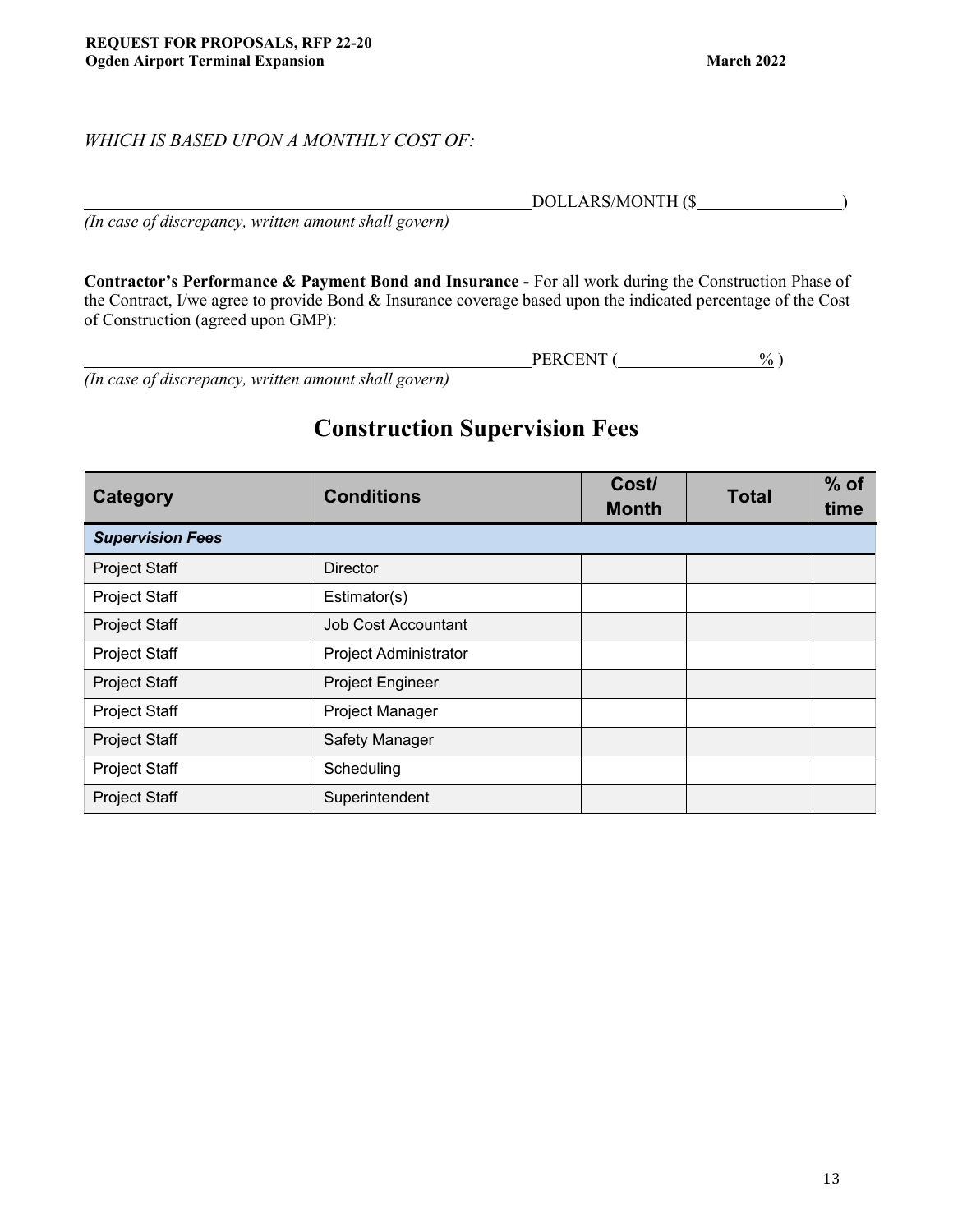*WHICH IS BASED UPON A MONTHLY COST OF:*

\_\_\_\_\_\_\_\_\_\_\_\_\_\_\_\_\_\_\_\_\_\_\_\_\_\_\_\_\_\_\_\_\_\_\_\_\_\_\_\_\_\_\_\_\_\_\_\_DOLLARS/MONTH ($\_\_\_\_\_\_\_\_\_\_\_\_\_\_\_\_)
*(In case of discrepancy, written amount shall govern)*

**Contractor's Performance & Payment Bond and Insurance -** For all work during the Construction Phase of the Contract, I/we agree to provide Bond & Insurance coverage based upon the indicated percentage of the Cost of Construction (agreed upon GMP):

\_\_\_\_\_\_\_\_\_\_\_\_\_\_\_\_\_\_\_\_\_\_\_\_\_\_\_\_\_\_\_\_\_\_\_\_\_\_\_\_\_\_\_\_\_\_\_\_PERCENT (\_\_\_\_\_\_\_\_\_\_\_\_\_\_\_\_%)
*(In case of discrepancy, written amount shall govern)*

## Construction Supervision Fees

| Category | Conditions | Cost/ Month | Total | % of time |
|---|---|---|---|---|
| ***Supervision Fees*** | | | | |
| Project Staff | Director | | | |
| Project Staff | Estimator(s) | | | |
| Project Staff | Job Cost Accountant | | | |
| Project Staff | Project Administrator | | | |
| Project Staff | Project Engineer | | | |
| Project Staff | Project Manager | | | |
| Project Staff | Safety Manager | | | |
| Project Staff | Scheduling | | | |
| Project Staff | Superintendent | | | |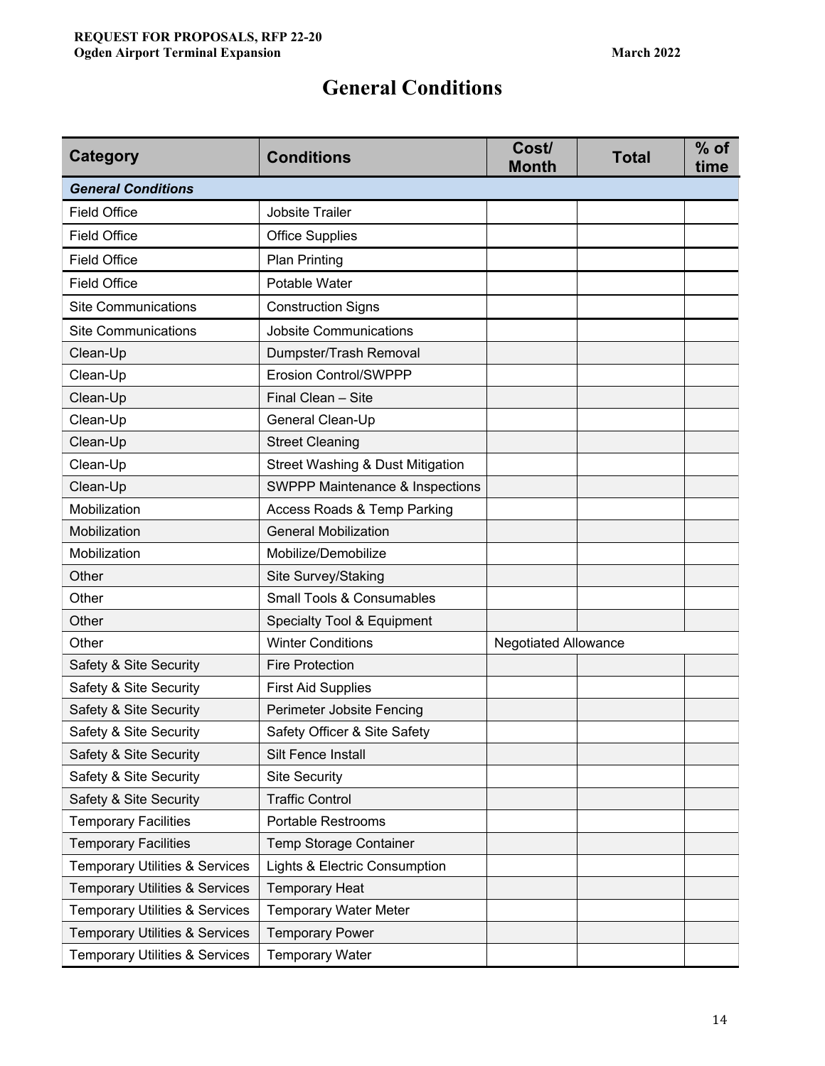# General Conditions

| Category | Conditions | Cost/ Month | Total | % of time |
|---|---|---|---|---|
| ***General Conditions*** | | | | |
| Field Office | Jobsite Trailer | | | |
| Field Office | Office Supplies | | | |
| Field Office | Plan Printing | | | |
| Field Office | Potable Water | | | |
| Site Communications | Construction Signs | | | |
| Site Communications | Jobsite Communications | | | |
| Clean-Up | Dumpster/Trash Removal | | | |
| Clean-Up | Erosion Control/SWPPP | | | |
| Clean-Up | Final Clean – Site | | | |
| Clean-Up | General Clean-Up | | | |
| Clean-Up | Street Cleaning | | | |
| Clean-Up | Street Washing & Dust Mitigation | | | |
| Clean-Up | SWPPP Maintenance & Inspections | | | |
| Mobilization | Access Roads & Temp Parking | | | |
| Mobilization | General Mobilization | | | |
| Mobilization | Mobilize/Demobilize | | | |
| Other | Site Survey/Staking | | | |
| Other | Small Tools & Consumables | | | |
| Other | Specialty Tool & Equipment | | | |
| Other | Winter Conditions | Negotiated Allowance | | |
| Safety & Site Security | Fire Protection | | | |
| Safety & Site Security | First Aid Supplies | | | |
| Safety & Site Security | Perimeter Jobsite Fencing | | | |
| Safety & Site Security | Safety Officer & Site Safety | | | |
| Safety & Site Security | Silt Fence Install | | | |
| Safety & Site Security | Site Security | | | |
| Safety & Site Security | Traffic Control | | | |
| Temporary Facilities | Portable Restrooms | | | |
| Temporary Facilities | Temp Storage Container | | | |
| Temporary Utilities & Services | Lights & Electric Consumption | | | |
| Temporary Utilities & Services | Temporary Heat | | | |
| Temporary Utilities & Services | Temporary Water Meter | | | |
| Temporary Utilities & Services | Temporary Power | | | |
| Temporary Utilities & Services | Temporary Water | | | |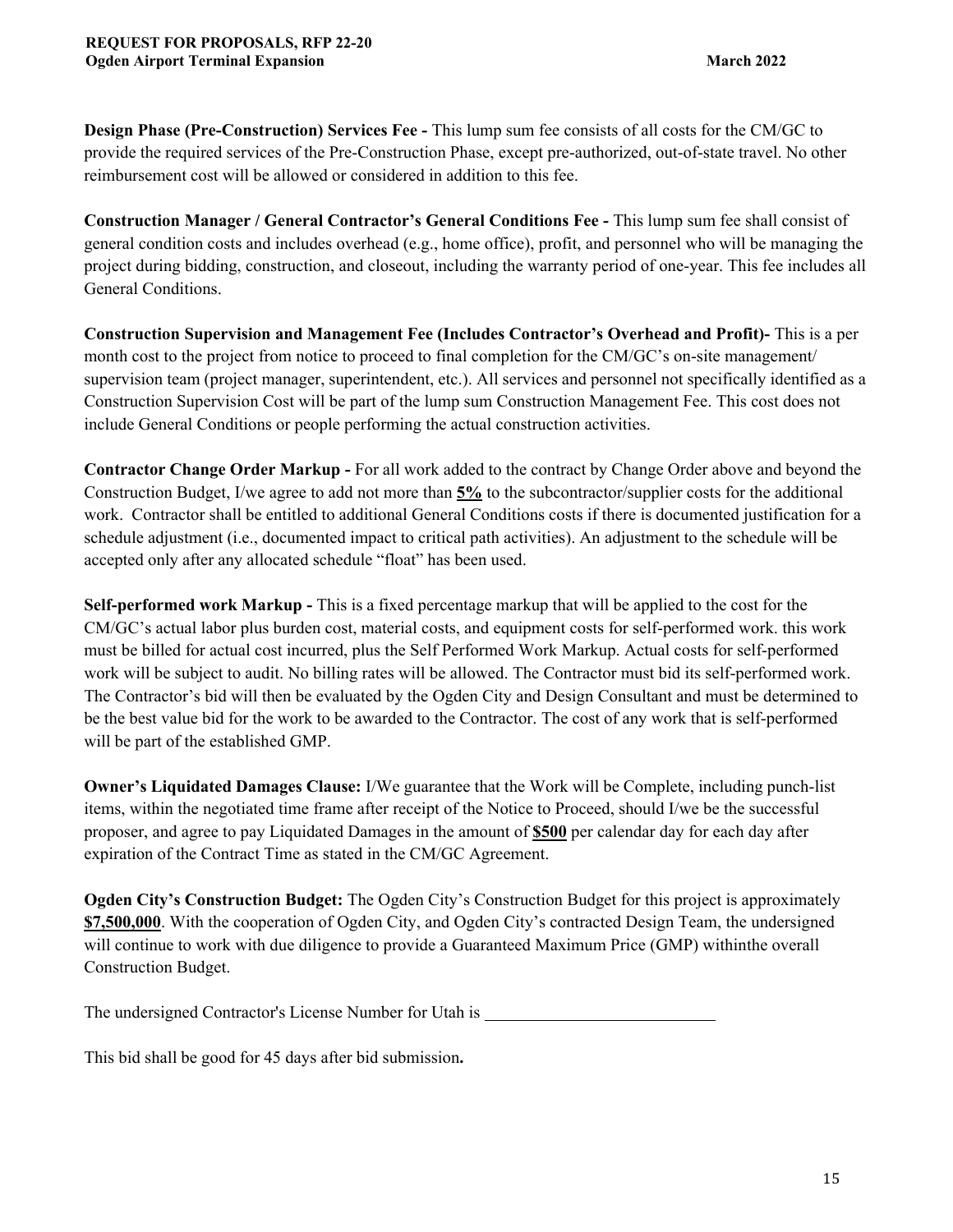**Design Phase (Pre-Construction) Services Fee -** This lump sum fee consists of all costs for the CM/GC to provide the required services of the Pre-Construction Phase, except pre-authorized, out-of-state travel. No other reimbursement cost will be allowed or considered in addition to this fee.

**Construction Manager / General Contractor's General Conditions Fee -** This lump sum fee shall consist of general condition costs and includes overhead (e.g., home office), profit, and personnel who will be managing the project during bidding, construction, and closeout, including the warranty period of one-year. This fee includes all General Conditions.

**Construction Supervision and Management Fee (Includes Contractor's Overhead and Profit)-** This is a per month cost to the project from notice to proceed to final completion for the CM/GC's on-site management/ supervision team (project manager, superintendent, etc.). All services and personnel not specifically identified as a Construction Supervision Cost will be part of the lump sum Construction Management Fee. This cost does not include General Conditions or people performing the actual construction activities.

**Contractor Change Order Markup -** For all work added to the contract by Change Order above and beyond the Construction Budget, I/we agree to add not more than **<u>5%</u>** to the subcontractor/supplier costs for the additional work. Contractor shall be entitled to additional General Conditions costs if there is documented justification for a schedule adjustment (i.e., documented impact to critical path activities). An adjustment to the schedule will be accepted only after any allocated schedule "float" has been used.

**Self-performed work Markup -** This is a fixed percentage markup that will be applied to the cost for the CM/GC's actual labor plus burden cost, material costs, and equipment costs for self-performed work. this work must be billed for actual cost incurred, plus the Self Performed Work Markup. Actual costs for self-performed work will be subject to audit. No billing rates will be allowed. The Contractor must bid its self-performed work. The Contractor's bid will then be evaluated by the Ogden City and Design Consultant and must be determined to be the best value bid for the work to be awarded to the Contractor. The cost of any work that is self-performed will be part of the established GMP.

**Owner's Liquidated Damages Clause:** I/We guarantee that the Work will be Complete, including punch-list items, within the negotiated time frame after receipt of the Notice to Proceed, should I/we be the successful proposer, and agree to pay Liquidated Damages in the amount of **<u>$500</u>** per calendar day for each day after expiration of the Contract Time as stated in the CM/GC Agreement.

**Ogden City's Construction Budget:** The Ogden City's Construction Budget for this project is approximately **<u>$7,500,000</u>**. With the cooperation of Ogden City, and Ogden City's contracted Design Team, the undersigned will continue to work with due diligence to provide a Guaranteed Maximum Price (GMP) withinthe overall Construction Budget.

The undersigned Contractor's License Number for Utah is ___________________________

This bid shall be good for 45 days after bid submission**.**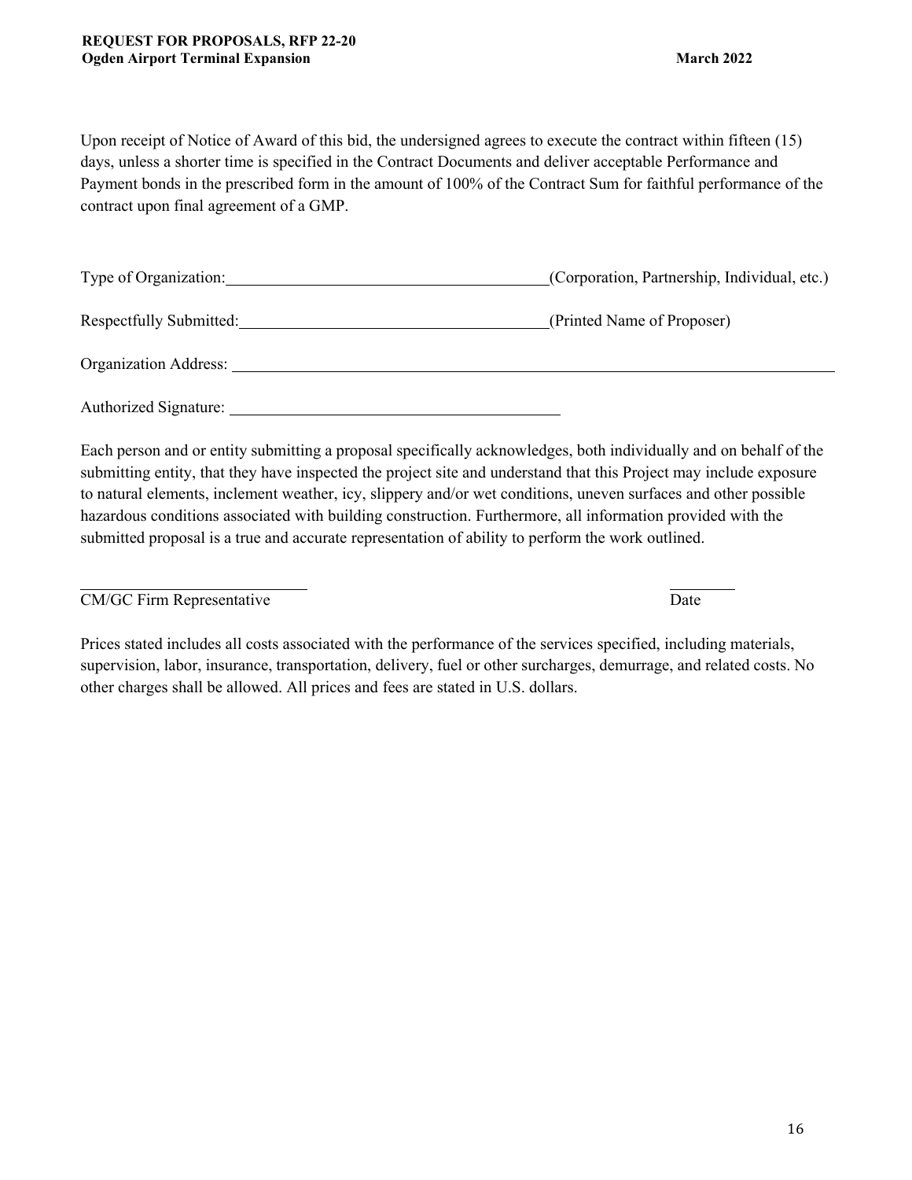Upon receipt of Notice of Award of this bid, the undersigned agrees to execute the contract within fifteen (15) days, unless a shorter time is specified in the Contract Documents and deliver acceptable Performance and Payment bonds in the prescribed form in the amount of 100% of the Contract Sum for faithful performance of the contract upon final agreement of a GMP.

Type of Organization:________________________________________(Corporation, Partnership, Individual, etc.)

Respectfully Submitted:______________________________________(Printed Name of Proposer)

Organization Address: ________________________________________________________________________

Authorized Signature: ________________________________________

Each person and or entity submitting a proposal specifically acknowledges, both individually and on behalf of the submitting entity, that they have inspected the project site and understand that this Project may include exposure to natural elements, inclement weather, icy, slippery and/or wet conditions, uneven surfaces and other possible hazardous conditions associated with building construction. Furthermore, all information provided with the submitted proposal is a true and accurate representation of ability to perform the work outlined.

____________________________ ________

CM/GC Firm Representative Date

Prices stated includes all costs associated with the performance of the services specified, including materials, supervision, labor, insurance, transportation, delivery, fuel or other surcharges, demurrage, and related costs. No other charges shall be allowed. All prices and fees are stated in U.S. dollars.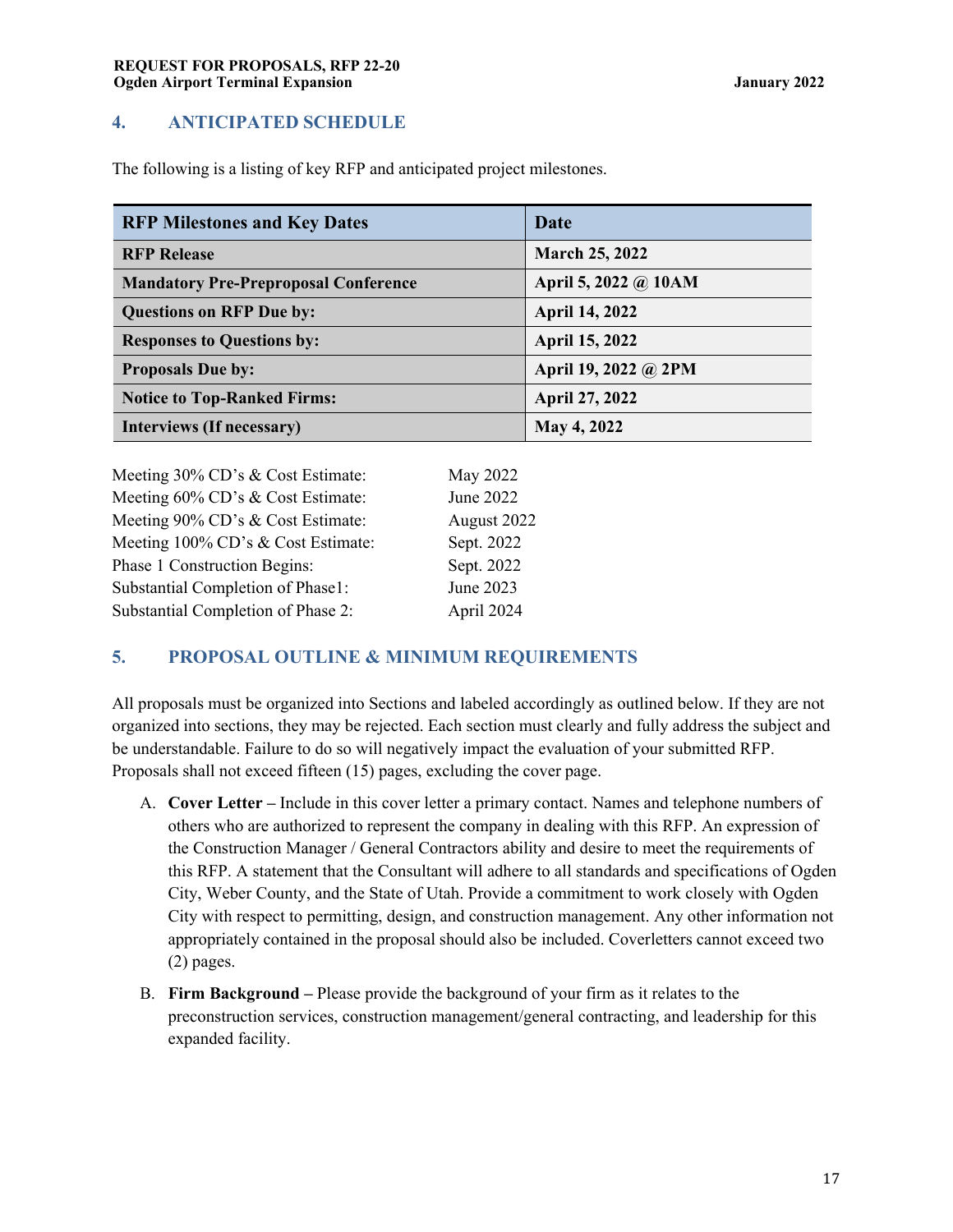## 4. ANTICIPATED SCHEDULE

The following is a listing of key RFP and anticipated project milestones.

| RFP Milestones and Key Dates | Date |
|---|---|
| **RFP Release** | **March 25, 2022** |
| **Mandatory Pre-Preproposal Conference** | **April 5, 2022 @ 10AM** |
| **Questions on RFP Due by:** | **April 14, 2022** |
| **Responses to Questions by:** | **April 15, 2022** |
| **Proposals Due by:** | **April 19, 2022 @ 2PM** |
| **Notice to Top-Ranked Firms:** | **April 27, 2022** |
| **Interviews (If necessary)** | **May 4, 2022** |

| | |
|---|---|
| Meeting 30% CD's & Cost Estimate: | May 2022 |
| Meeting 60% CD's & Cost Estimate: | June 2022 |
| Meeting 90% CD's & Cost Estimate: | August 2022 |
| Meeting 100% CD's & Cost Estimate: | Sept. 2022 |
| Phase 1 Construction Begins: | Sept. 2022 |
| Substantial Completion of Phase1: | June 2023 |
| Substantial Completion of Phase 2: | April 2024 |

## 5. PROPOSAL OUTLINE & MINIMUM REQUIREMENTS

All proposals must be organized into Sections and labeled accordingly as outlined below. If they are not organized into sections, they may be rejected. Each section must clearly and fully address the subject and be understandable. Failure to do so will negatively impact the evaluation of your submitted RFP. Proposals shall not exceed fifteen (15) pages, excluding the cover page.

A. **Cover Letter –** Include in this cover letter a primary contact. Names and telephone numbers of others who are authorized to represent the company in dealing with this RFP. An expression of the Construction Manager / General Contractors ability and desire to meet the requirements of this RFP. A statement that the Consultant will adhere to all standards and specifications of Ogden City, Weber County, and the State of Utah. Provide a commitment to work closely with Ogden City with respect to permitting, design, and construction management. Any other information not appropriately contained in the proposal should also be included. Coverletters cannot exceed two (2) pages.

B. **Firm Background –** Please provide the background of your firm as it relates to the preconstruction services, construction management/general contracting, and leadership for this expanded facility.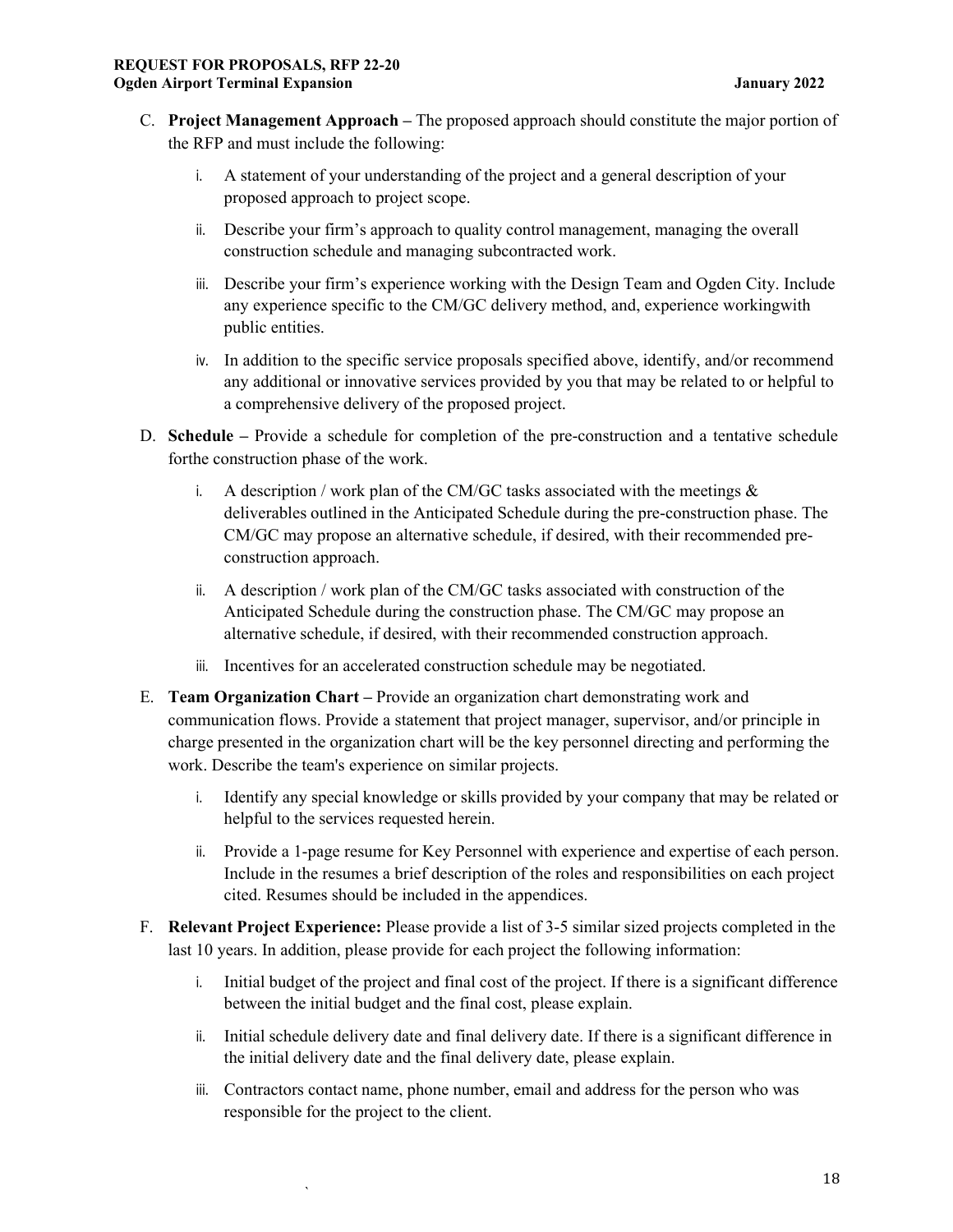C. **Project Management Approach –** The proposed approach should constitute the major portion of the RFP and must include the following:

   i. A statement of your understanding of the project and a general description of your proposed approach to project scope.

   ii. Describe your firm's approach to quality control management, managing the overall construction schedule and managing subcontracted work.

   iii. Describe your firm's experience working with the Design Team and Ogden City. Include any experience specific to the CM/GC delivery method, and, experience workingwith public entities.

   iv. In addition to the specific service proposals specified above, identify, and/or recommend any additional or innovative services provided by you that may be related to or helpful to a comprehensive delivery of the proposed project.

D. **Schedule –** Provide a schedule for completion of the pre-construction and a tentative schedule forthe construction phase of the work.

   i. A description / work plan of the CM/GC tasks associated with the meetings & deliverables outlined in the Anticipated Schedule during the pre-construction phase. The CM/GC may propose an alternative schedule, if desired, with their recommended pre-construction approach.

   ii. A description / work plan of the CM/GC tasks associated with construction of the Anticipated Schedule during the construction phase. The CM/GC may propose an alternative schedule, if desired, with their recommended construction approach.

   iii. Incentives for an accelerated construction schedule may be negotiated.

E. **Team Organization Chart –** Provide an organization chart demonstrating work and communication flows. Provide a statement that project manager, supervisor, and/or principle in charge presented in the organization chart will be the key personnel directing and performing the work. Describe the team's experience on similar projects.

   i. Identify any special knowledge or skills provided by your company that may be related or helpful to the services requested herein.

   ii. Provide a 1-page resume for Key Personnel with experience and expertise of each person. Include in the resumes a brief description of the roles and responsibilities on each project cited. Resumes should be included in the appendices.

F. **Relevant Project Experience:** Please provide a list of 3-5 similar sized projects completed in the last 10 years. In addition, please provide for each project the following information:

   i. Initial budget of the project and final cost of the project. If there is a significant difference between the initial budget and the final cost, please explain.

   ii. Initial schedule delivery date and final delivery date. If there is a significant difference in the initial delivery date and the final delivery date, please explain.

   iii. Contractors contact name, phone number, email and address for the person who was responsible for the project to the client.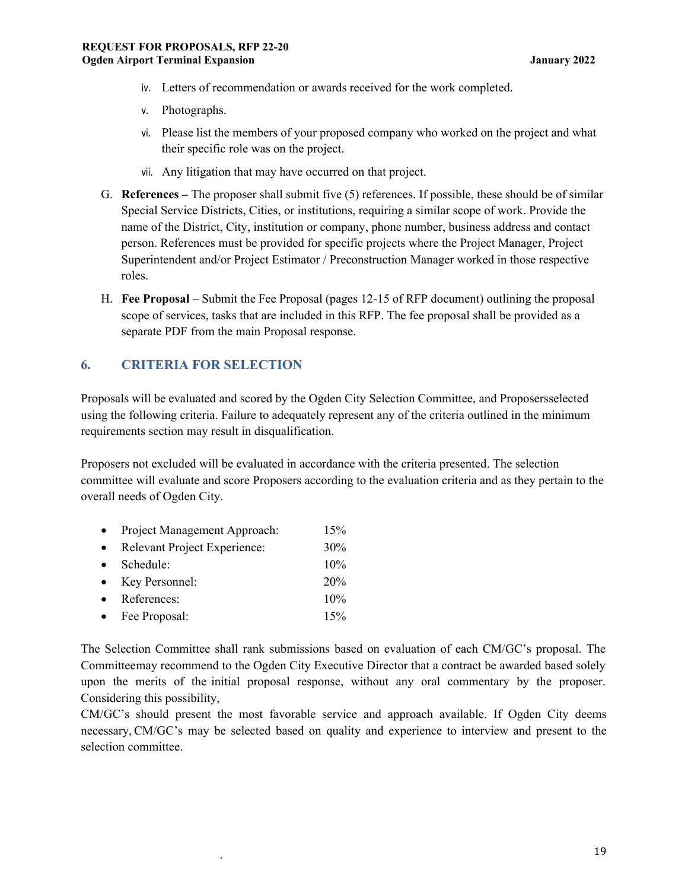iv. Letters of recommendation or awards received for the work completed.

v. Photographs.

vi. Please list the members of your proposed company who worked on the project and what their specific role was on the project.

vii. Any litigation that may have occurred on that project.

G. **References –** The proposer shall submit five (5) references. If possible, these should be of similar Special Service Districts, Cities, or institutions, requiring a similar scope of work. Provide the name of the District, City, institution or company, phone number, business address and contact person. References must be provided for specific projects where the Project Manager, Project Superintendent and/or Project Estimator / Preconstruction Manager worked in those respective roles.

H. **Fee Proposal –** Submit the Fee Proposal (pages 12-15 of RFP document) outlining the proposal scope of services, tasks that are included in this RFP. The fee proposal shall be provided as a separate PDF from the main Proposal response.

## 6. CRITERIA FOR SELECTION

Proposals will be evaluated and scored by the Ogden City Selection Committee, and Proposersselected using the following criteria. Failure to adequately represent any of the criteria outlined in the minimum requirements section may result in disqualification.

Proposers not excluded will be evaluated in accordance with the criteria presented. The selection committee will evaluate and score Proposers according to the evaluation criteria and as they pertain to the overall needs of Ogden City.

- Project Management Approach: 15%
- Relevant Project Experience: 30%
- Schedule: 10%
- Key Personnel: 20%
- References: 10%
- Fee Proposal: 15%

The Selection Committee shall rank submissions based on evaluation of each CM/GC's proposal. The Committeemay recommend to the Ogden City Executive Director that a contract be awarded based solely upon the merits of the initial proposal response, without any oral commentary by the proposer. Considering this possibility,
CM/GC's should present the most favorable service and approach available. If Ogden City deems necessary, CM/GC's may be selected based on quality and experience to interview and present to the selection committee.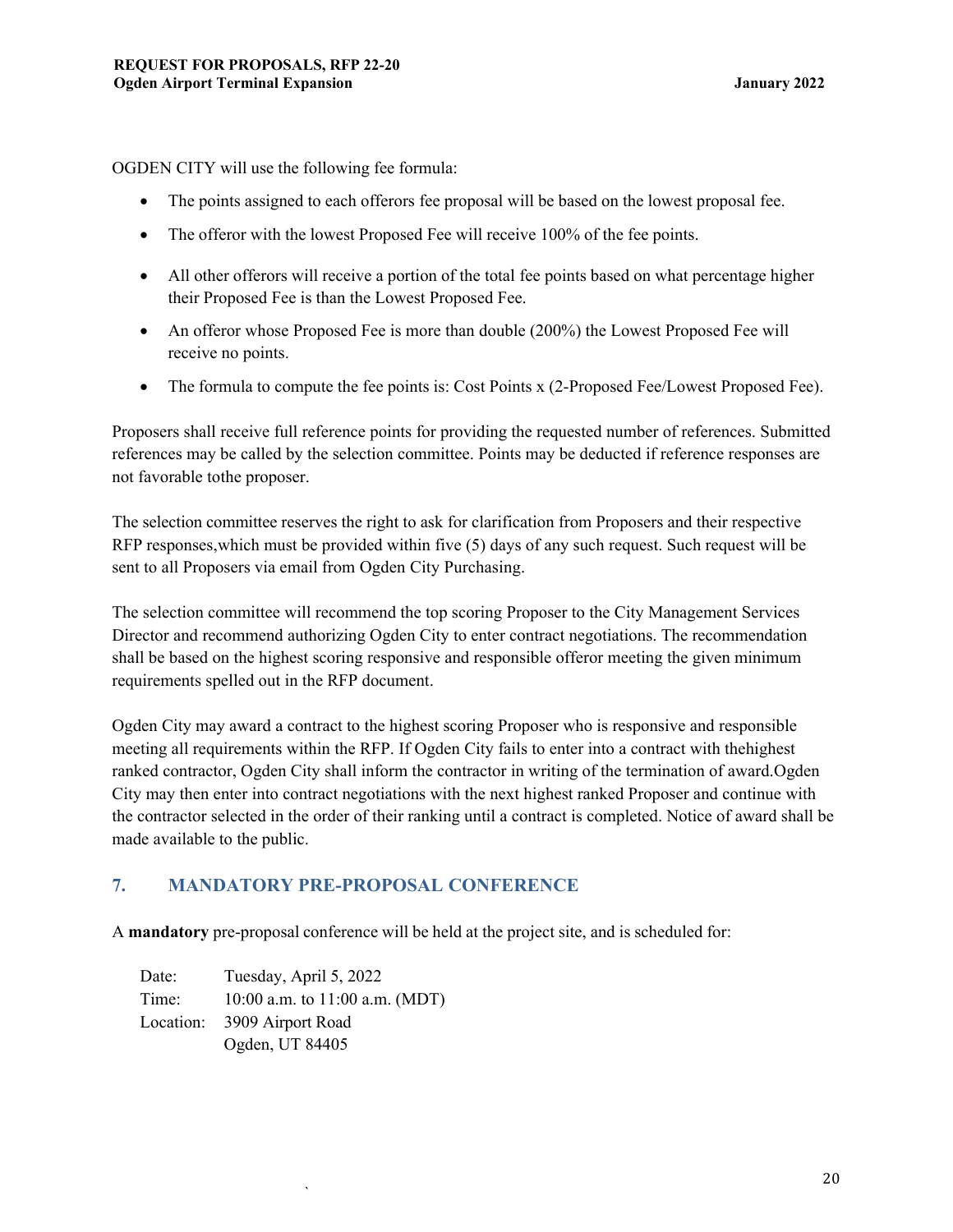OGDEN CITY will use the following fee formula:

- The points assigned to each offerors fee proposal will be based on the lowest proposal fee.
- The offeror with the lowest Proposed Fee will receive 100% of the fee points.
- All other offerors will receive a portion of the total fee points based on what percentage higher their Proposed Fee is than the Lowest Proposed Fee.
- An offeror whose Proposed Fee is more than double (200%) the Lowest Proposed Fee will receive no points.
- The formula to compute the fee points is: Cost Points x (2-Proposed Fee/Lowest Proposed Fee).

Proposers shall receive full reference points for providing the requested number of references. Submitted references may be called by the selection committee. Points may be deducted if reference responses are not favorable tothe proposer.

The selection committee reserves the right to ask for clarification from Proposers and their respective RFP responses,which must be provided within five (5) days of any such request. Such request will be sent to all Proposers via email from Ogden City Purchasing.

The selection committee will recommend the top scoring Proposer to the City Management Services Director and recommend authorizing Ogden City to enter contract negotiations. The recommendation shall be based on the highest scoring responsive and responsible offeror meeting the given minimum requirements spelled out in the RFP document.

Ogden City may award a contract to the highest scoring Proposer who is responsive and responsible meeting all requirements within the RFP. If Ogden City fails to enter into a contract with thehighest ranked contractor, Ogden City shall inform the contractor in writing of the termination of award.Ogden City may then enter into contract negotiations with the next highest ranked Proposer and continue with the contractor selected in the order of their ranking until a contract is completed. Notice of award shall be made available to the public.

## 7. MANDATORY PRE-PROPOSAL CONFERENCE

A **mandatory** pre-proposal conference will be held at the project site, and is scheduled for:

Date: Tuesday, April 5, 2022
Time: 10:00 a.m. to 11:00 a.m. (MDT)
Location: 3909 Airport Road
Ogden, UT 84405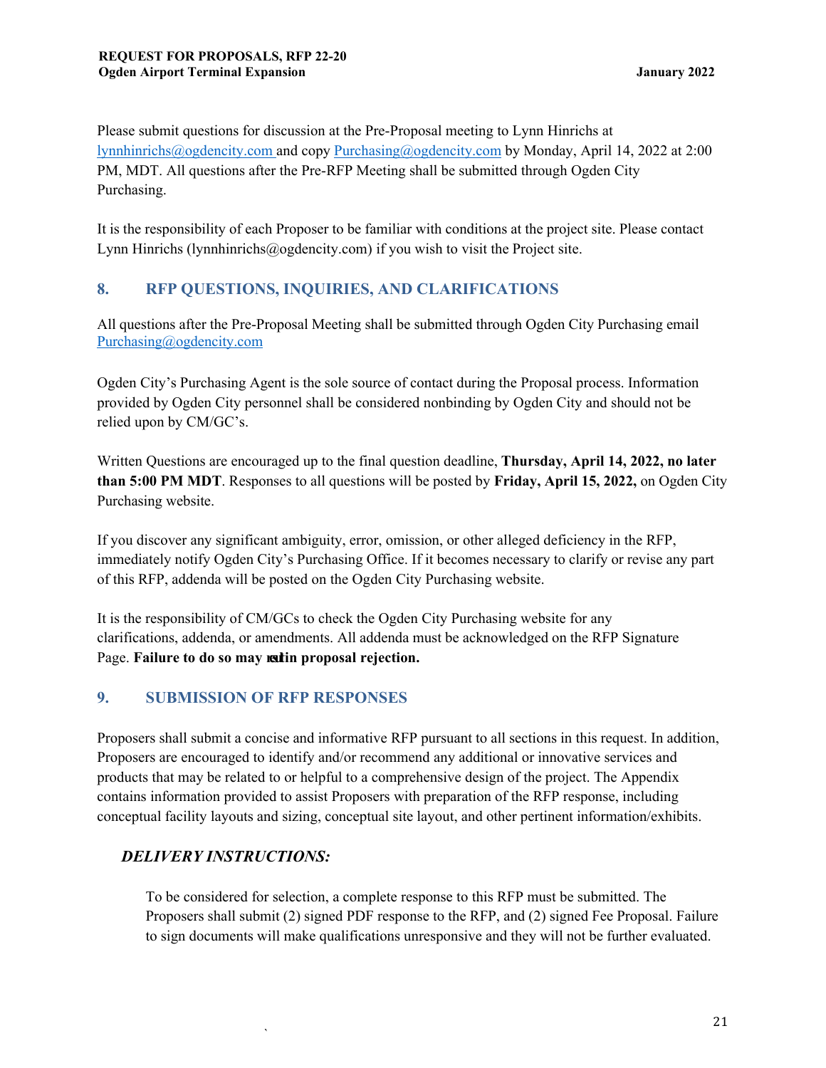Please submit questions for discussion at the Pre-Proposal meeting to Lynn Hinrichs at lynnhinrichs@ogdencity.com and copy Purchasing@ogdencity.com by Monday, April 14, 2022 at 2:00 PM, MDT. All questions after the Pre-RFP Meeting shall be submitted through Ogden City Purchasing.

It is the responsibility of each Proposer to be familiar with conditions at the project site. Please contact Lynn Hinrichs (lynnhinrichs@ogdencity.com) if you wish to visit the Project site.

## 8. RFP QUESTIONS, INQUIRIES, AND CLARIFICATIONS

All questions after the Pre-Proposal Meeting shall be submitted through Ogden City Purchasing email Purchasing@ogdencity.com

Ogden City's Purchasing Agent is the sole source of contact during the Proposal process. Information provided by Ogden City personnel shall be considered nonbinding by Ogden City and should not be relied upon by CM/GC's.

Written Questions are encouraged up to the final question deadline, **Thursday, April 14, 2022, no later than 5:00 PM MDT**. Responses to all questions will be posted by **Friday, April 15, 2022,** on Ogden City Purchasing website.

If you discover any significant ambiguity, error, omission, or other alleged deficiency in the RFP, immediately notify Ogden City's Purchasing Office. If it becomes necessary to clarify or revise any part of this RFP, addenda will be posted on the Ogden City Purchasing website.

It is the responsibility of CM/GCs to check the Ogden City Purchasing website for any clarifications, addenda, or amendments. All addenda must be acknowledged on the RFP Signature Page. **Failure to do so may result in proposal rejection.**

## 9. SUBMISSION OF RFP RESPONSES

Proposers shall submit a concise and informative RFP pursuant to all sections in this request. In addition, Proposers are encouraged to identify and/or recommend any additional or innovative services and products that may be related to or helpful to a comprehensive design of the project. The Appendix contains information provided to assist Proposers with preparation of the RFP response, including conceptual facility layouts and sizing, conceptual site layout, and other pertinent information/exhibits.

### *DELIVERY INSTRUCTIONS:*

To be considered for selection, a complete response to this RFP must be submitted. The Proposers shall submit (2) signed PDF response to the RFP, and (2) signed Fee Proposal. Failure to sign documents will make qualifications unresponsive and they will not be further evaluated.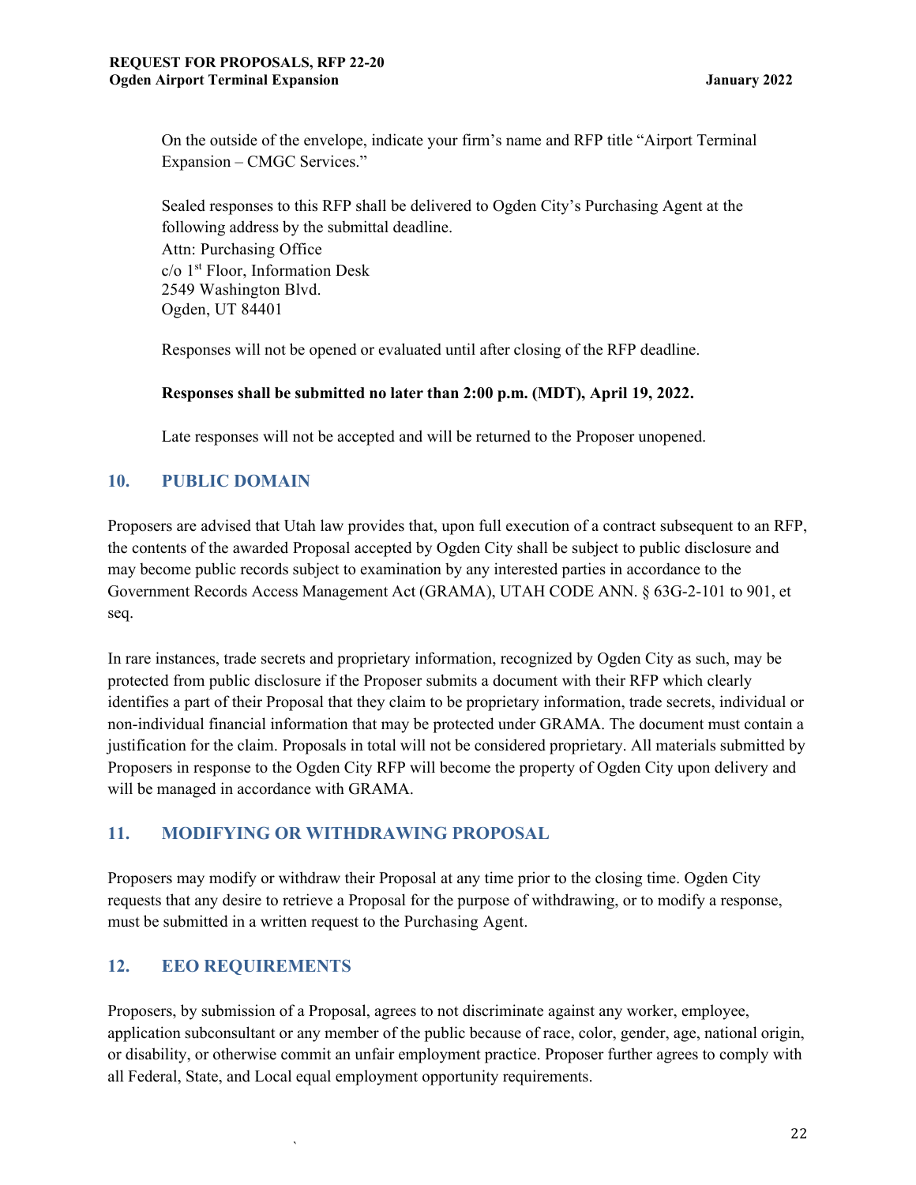On the outside of the envelope, indicate your firm's name and RFP title "Airport Terminal Expansion – CMGC Services."

Sealed responses to this RFP shall be delivered to Ogden City's Purchasing Agent at the following address by the submittal deadline.
Attn: Purchasing Office
c/o 1st Floor, Information Desk
2549 Washington Blvd.
Ogden, UT 84401

Responses will not be opened or evaluated until after closing of the RFP deadline.

**Responses shall be submitted no later than 2:00 p.m. (MDT), April 19, 2022.**

Late responses will not be accepted and will be returned to the Proposer unopened.

## 10. PUBLIC DOMAIN

Proposers are advised that Utah law provides that, upon full execution of a contract subsequent to an RFP, the contents of the awarded Proposal accepted by Ogden City shall be subject to public disclosure and may become public records subject to examination by any interested parties in accordance to the Government Records Access Management Act (GRAMA), UTAH CODE ANN. § 63G-2-101 to 901, et seq.

In rare instances, trade secrets and proprietary information, recognized by Ogden City as such, may be protected from public disclosure if the Proposer submits a document with their RFP which clearly identifies a part of their Proposal that they claim to be proprietary information, trade secrets, individual or non-individual financial information that may be protected under GRAMA. The document must contain a justification for the claim. Proposals in total will not be considered proprietary. All materials submitted by Proposers in response to the Ogden City RFP will become the property of Ogden City upon delivery and will be managed in accordance with GRAMA.

## 11. MODIFYING OR WITHDRAWING PROPOSAL

Proposers may modify or withdraw their Proposal at any time prior to the closing time. Ogden City requests that any desire to retrieve a Proposal for the purpose of withdrawing, or to modify a response, must be submitted in a written request to the Purchasing Agent.

## 12. EEO REQUIREMENTS

Proposers, by submission of a Proposal, agrees to not discriminate against any worker, employee, application subconsultant or any member of the public because of race, color, gender, age, national origin, or disability, or otherwise commit an unfair employment practice. Proposer further agrees to comply with all Federal, State, and Local equal employment opportunity requirements.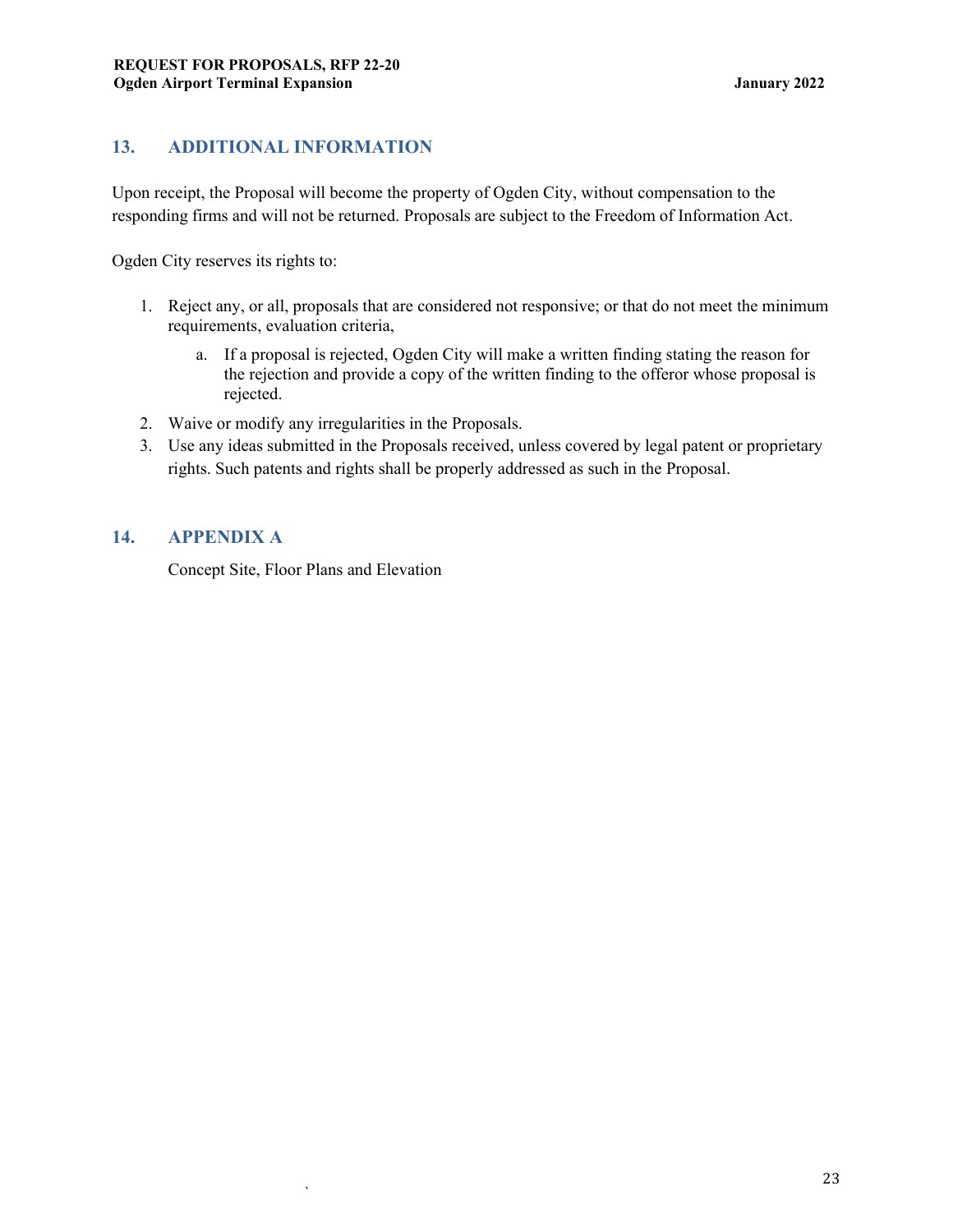## 13. ADDITIONAL INFORMATION

Upon receipt, the Proposal will become the property of Ogden City, without compensation to the responding firms and will not be returned. Proposals are subject to the Freedom of Information Act.

Ogden City reserves its rights to:

1. Reject any, or all, proposals that are considered not responsive; or that do not meet the minimum requirements, evaluation criteria,
   a. If a proposal is rejected, Ogden City will make a written finding stating the reason for the rejection and provide a copy of the written finding to the offeror whose proposal is rejected.
2. Waive or modify any irregularities in the Proposals.
3. Use any ideas submitted in the Proposals received, unless covered by legal patent or proprietary rights. Such patents and rights shall be properly addressed as such in the Proposal.

## 14. APPENDIX A

Concept Site, Floor Plans and Elevation